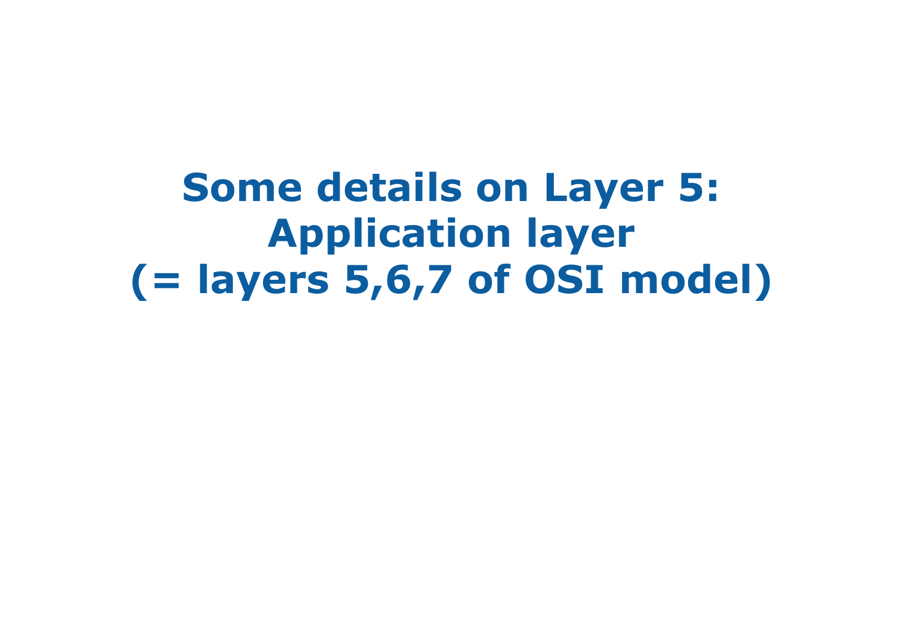# Some details on Layer 5: Application layer (= layers 5,6,7 of OSI model)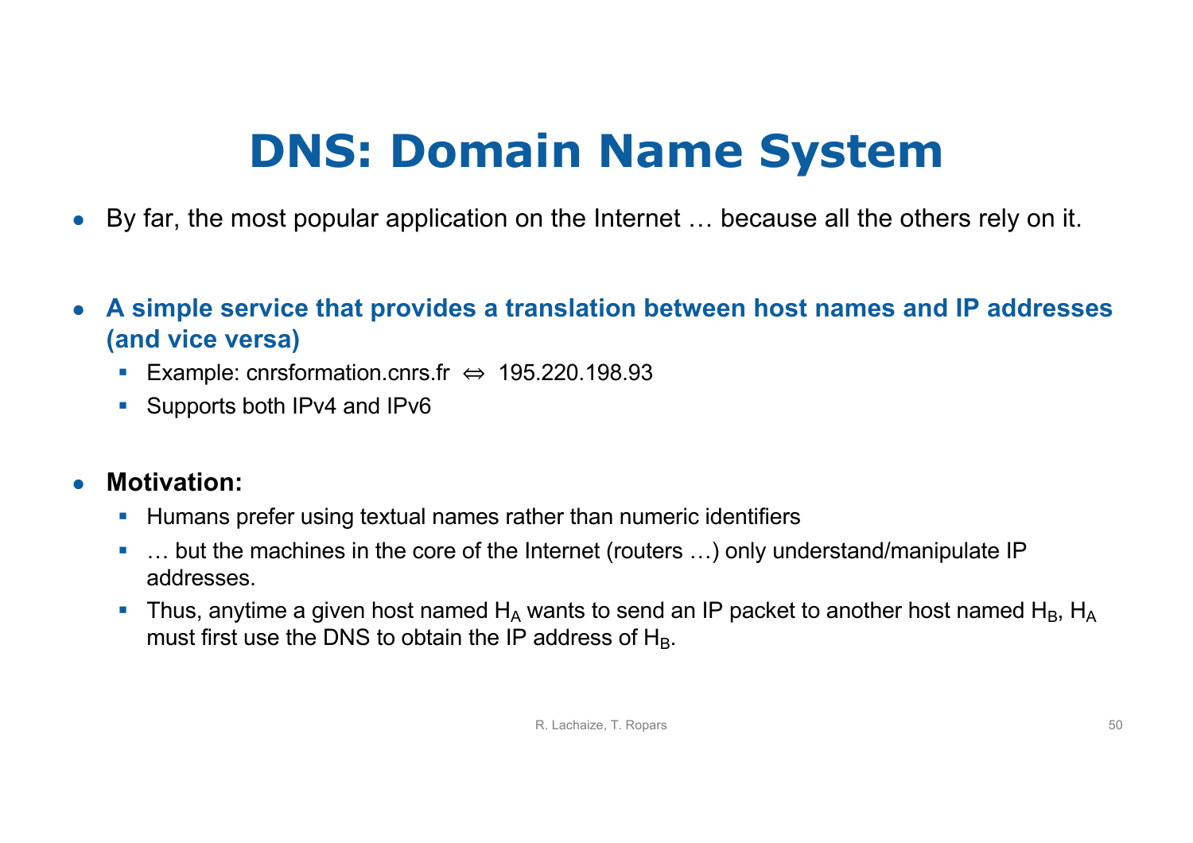# DNS: Domain Name System

- By far, the most popular application on the Internet … because all the others rely on it.

- **A simple service that provides a translation between host names and IP addresses (and vice versa)**
  - Example: cnrsformation.cnrs.fr ⇔ 195.220.198.93
  - Supports both IPv4 and IPv6

- **Motivation:**
  - Humans prefer using textual names rather than numeric identifiers
  - … but the machines in the core of the Internet (routers …) only understand/manipulate IP addresses.
  - Thus, anytime a given host named $H_A$ wants to send an IP packet to another host named $H_B$, $H_A$ must first use the DNS to obtain the IP address of $H_B$.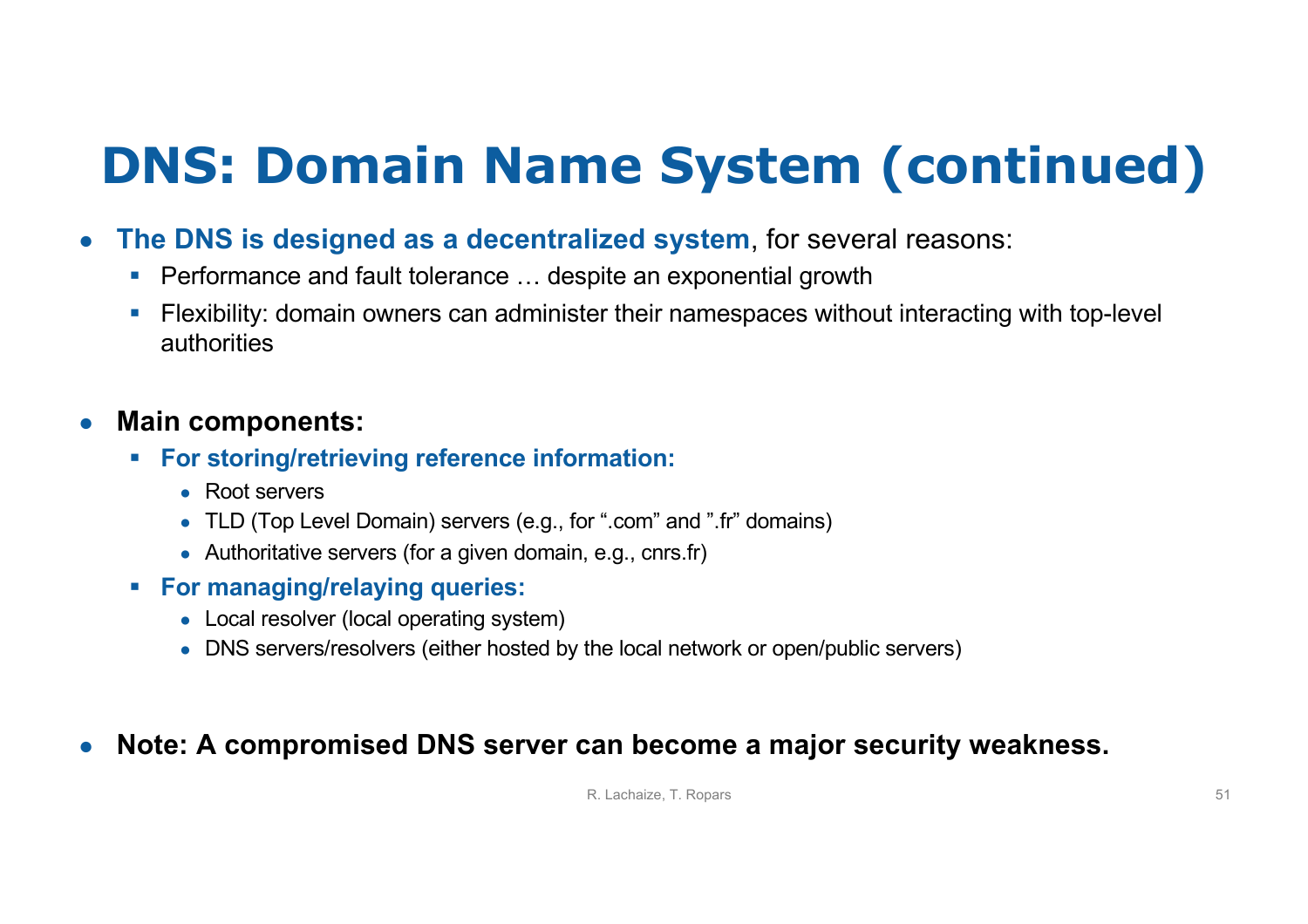# DNS: Domain Name System (continued)

- **The DNS is designed as a decentralized system**, for several reasons:
  - Performance and fault tolerance … despite an exponential growth
  - Flexibility: domain owners can administer their namespaces without interacting with top-level authorities

- **Main components:**
  - **For storing/retrieving reference information:**
    - Root servers
    - TLD (Top Level Domain) servers (e.g., for “.com” and ”.fr” domains)
    - Authoritative servers (for a given domain, e.g., cnrs.fr)
  - **For managing/relaying queries:**
    - Local resolver (local operating system)
    - DNS servers/resolvers (either hosted by the local network or open/public servers)

- **Note: A compromised DNS server can become a major security weakness.**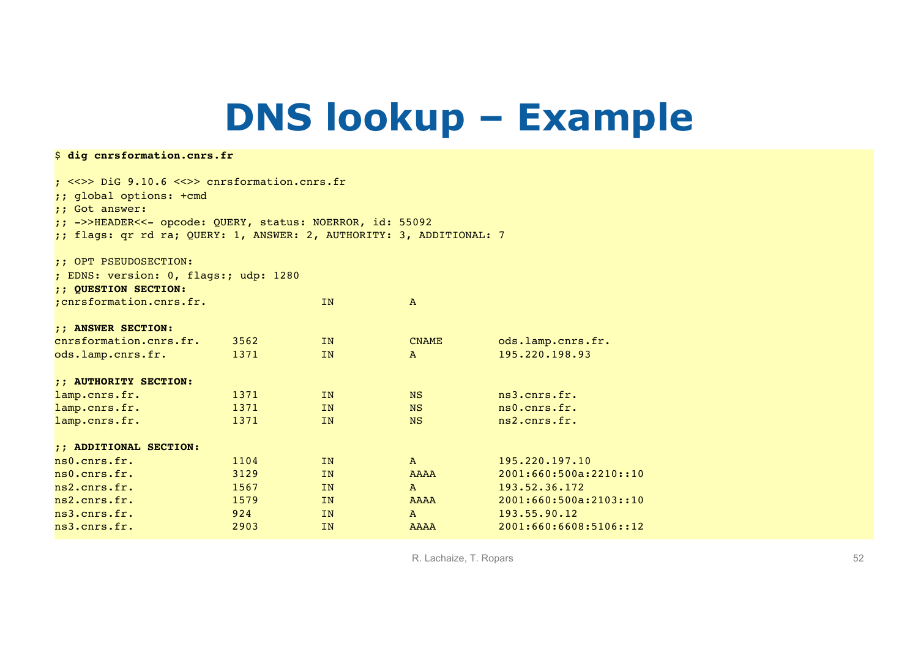# DNS lookup – Example

```
$ dig cnrsformation.cnrs.fr

; <<>> DiG 9.10.6 <<>> cnrsformation.cnrs.fr
;; global options: +cmd
;; Got answer:
;; ->>HEADER<<- opcode: QUERY, status: NOERROR, id: 55092
;; flags: qr rd ra; QUERY: 1, ANSWER: 2, AUTHORITY: 3, ADDITIONAL: 7

;; OPT PSEUDOSECTION:
; EDNS: version: 0, flags:; udp: 1280
;; QUESTION SECTION:
;cnrsformation.cnrs.fr.            IN      A

;; ANSWER SECTION:
cnrsformation.cnrs.fr.   3562      IN      CNAME    ods.lamp.cnrs.fr.
ods.lamp.cnrs.fr.        1371      IN      A        195.220.198.93

;; AUTHORITY SECTION:
lamp.cnrs.fr.            1371      IN      NS       ns3.cnrs.fr.
lamp.cnrs.fr.            1371      IN      NS       ns0.cnrs.fr.
lamp.cnrs.fr.            1371      IN      NS       ns2.cnrs.fr.

;; ADDITIONAL SECTION:
ns0.cnrs.fr.             1104      IN      A        195.220.197.10
ns0.cnrs.fr.             3129      IN      AAAA     2001:660:500a:2210::10
ns2.cnrs.fr.             1567      IN      A        193.52.36.172
ns2.cnrs.fr.             1579      IN      AAAA     2001:660:500a:2103::10
ns3.cnrs.fr.             924       IN      A        193.55.90.12
ns3.cnrs.fr.             2903      IN      AAAA     2001:660:6608:5106::12
```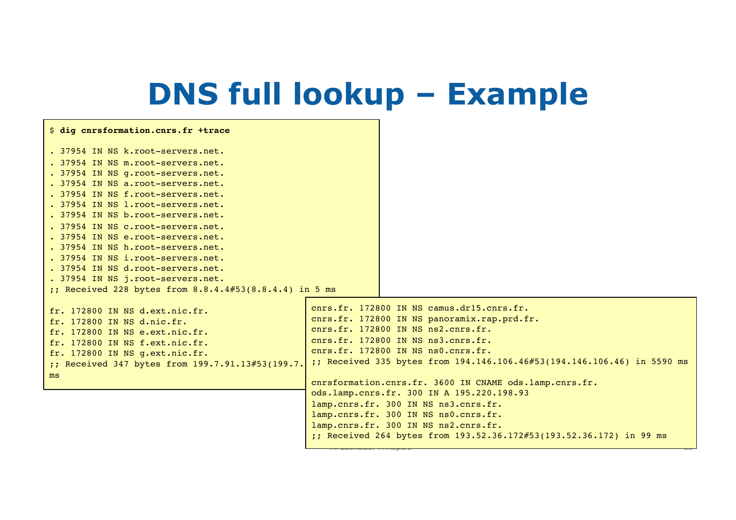# DNS full lookup – Example

```
$ dig cnrsformation.cnrs.fr +trace

. 37954 IN NS k.root-servers.net.
. 37954 IN NS m.root-servers.net.
. 37954 IN NS g.root-servers.net.
. 37954 IN NS a.root-servers.net.
. 37954 IN NS f.root-servers.net.
. 37954 IN NS l.root-servers.net.
. 37954 IN NS b.root-servers.net.
. 37954 IN NS c.root-servers.net.
. 37954 IN NS e.root-servers.net.
. 37954 IN NS h.root-servers.net.
. 37954 IN NS i.root-servers.net.
. 37954 IN NS d.root-servers.net.
. 37954 IN NS j.root-servers.net.
;; Received 228 bytes from 8.8.4.4#53(8.8.4.4) in 5 ms

fr. 172800 IN NS d.ext.nic.fr.
fr. 172800 IN NS d.nic.fr.
fr. 172800 IN NS e.ext.nic.fr.
fr. 172800 IN NS f.ext.nic.fr.
fr. 172800 IN NS g.ext.nic.fr.
;; Received 347 bytes from 199.7.91.13#53(199.7.
ms
```

```
cnrs.fr. 172800 IN NS camus.dr15.cnrs.fr.
cnrs.fr. 172800 IN NS panoramix.rap.prd.fr.
cnrs.fr. 172800 IN NS ns2.cnrs.fr.
cnrs.fr. 172800 IN NS ns3.cnrs.fr.
cnrs.fr. 172800 IN NS ns0.cnrs.fr.
;; Received 335 bytes from 194.146.106.46#53(194.146.106.46) in 5590 ms

cnrsformation.cnrs.fr. 3600 IN CNAME ods.lamp.cnrs.fr.
ods.lamp.cnrs.fr. 300 IN A 195.220.198.93
lamp.cnrs.fr. 300 IN NS ns3.cnrs.fr.
lamp.cnrs.fr. 300 IN NS ns0.cnrs.fr.
lamp.cnrs.fr. 300 IN NS ns2.cnrs.fr.
;; Received 264 bytes from 193.52.36.172#53(193.52.36.172) in 99 ms
```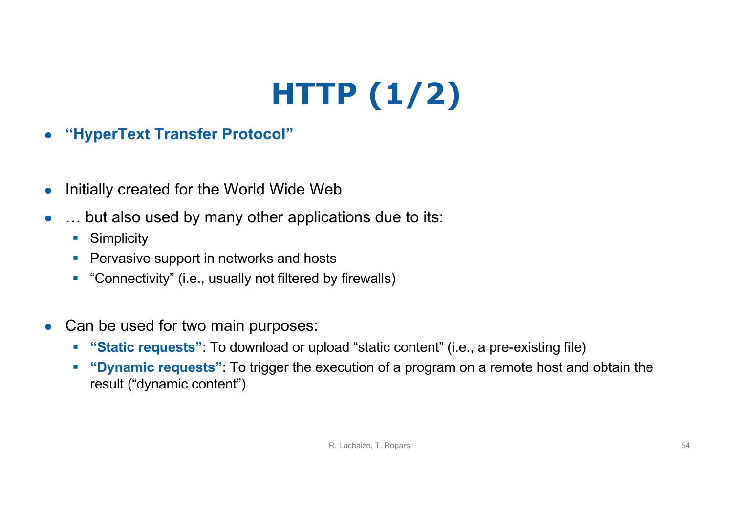# HTTP (1/2)

- **"HyperText Transfer Protocol"**

- Initially created for the World Wide Web
- … but also used by many other applications due to its:
  - Simplicity
  - Pervasive support in networks and hosts
  - "Connectivity" (i.e., usually not filtered by firewalls)

- Can be used for two main purposes:
  - **"Static requests"**: To download or upload "static content" (i.e., a pre-existing file)
  - **"Dynamic requests"**: To trigger the execution of a program on a remote host and obtain the result ("dynamic content")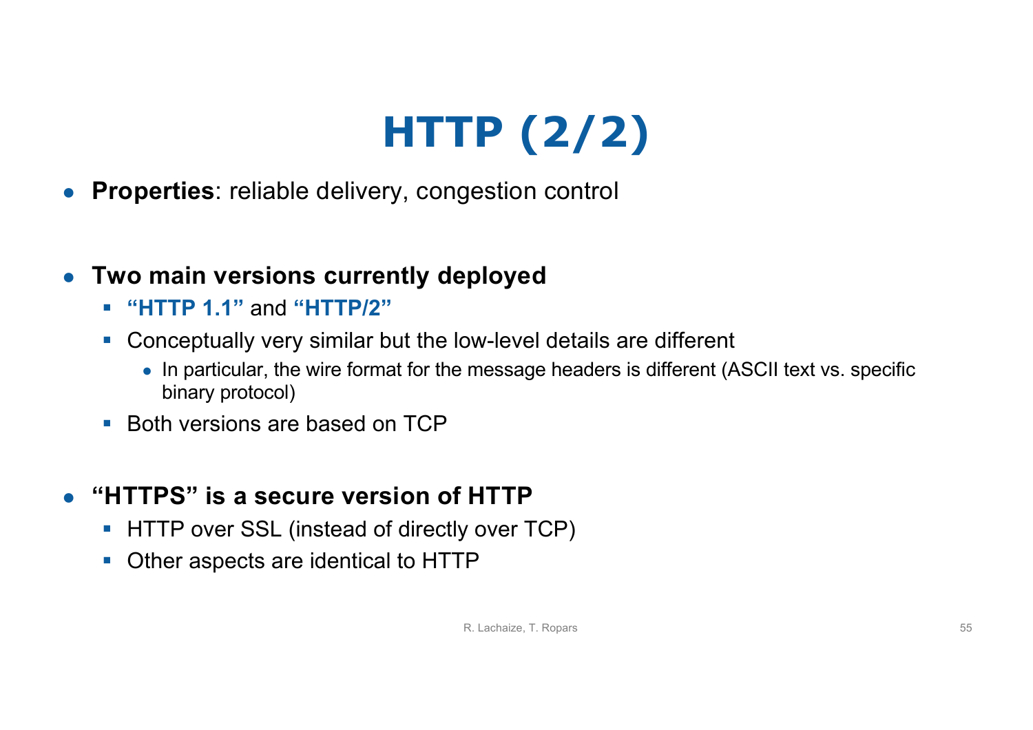# HTTP (2/2)

- **Properties**: reliable delivery, congestion control

- **Two main versions currently deployed**
  - **"HTTP 1.1"** and **"HTTP/2"**
  - Conceptually very similar but the low-level details are different
    - In particular, the wire format for the message headers is different (ASCII text vs. specific binary protocol)
  - Both versions are based on TCP

- **"HTTPS" is a secure version of HTTP**
  - HTTP over SSL (instead of directly over TCP)
  - Other aspects are identical to HTTP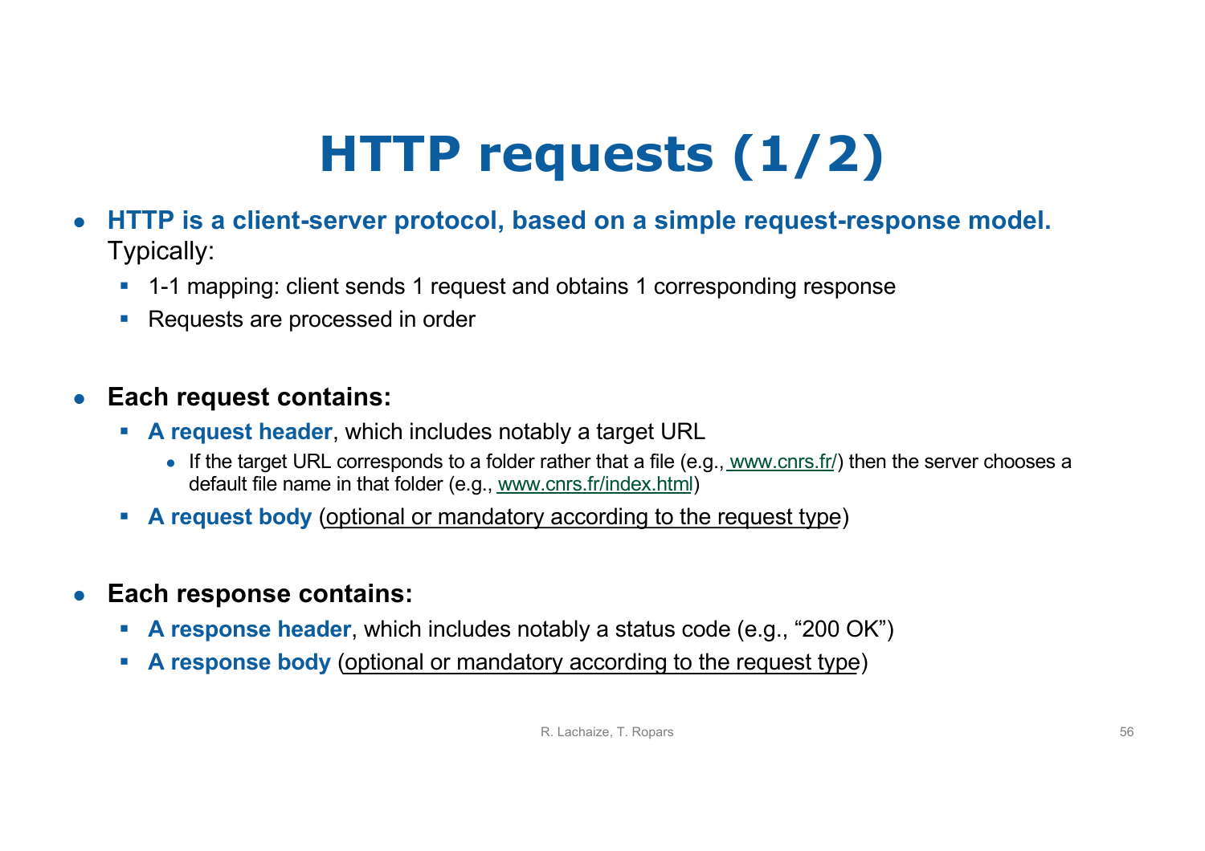# HTTP requests (1/2)

- **HTTP is a client-server protocol, based on a simple request-response model.** Typically:
  - 1-1 mapping: client sends 1 request and obtains 1 corresponding response
  - Requests are processed in order

- **Each request contains:**
  - **A request header**, which includes notably a target URL
    - If the target URL corresponds to a folder rather that a file (e.g., www.cnrs.fr/) then the server chooses a default file name in that folder (e.g., www.cnrs.fr/index.html)
  - **A request body** (optional or mandatory according to the request type)

- **Each response contains:**
  - **A response header**, which includes notably a status code (e.g., “200 OK”)
  - **A response body** (optional or mandatory according to the request type)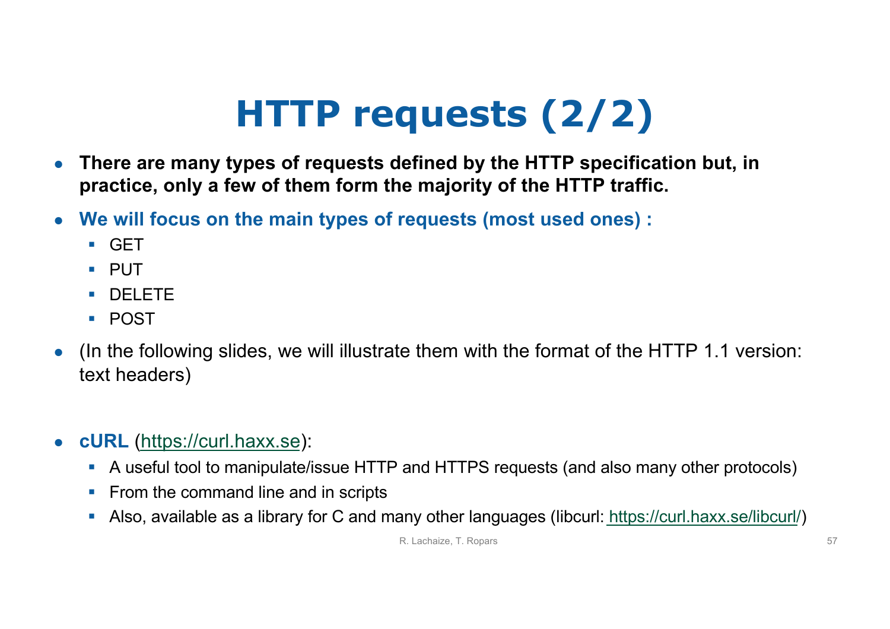# HTTP requests (2/2)

- **There are many types of requests defined by the HTTP specification but, in practice, only a few of them form the majority of the HTTP traffic.**
- **We will focus on the main types of requests (most used ones) :**
  - GET
  - PUT
  - DELETE
  - POST
- (In the following slides, we will illustrate them with the format of the HTTP 1.1 version: text headers)

- **cURL** ([https://curl.haxx.se](https://curl.haxx.se)):
  - A useful tool to manipulate/issue HTTP and HTTPS requests (and also many other protocols)
  - From the command line and in scripts
  - Also, available as a library for C and many other languages (libcurl: [https://curl.haxx.se/libcurl/](https://curl.haxx.se/libcurl/))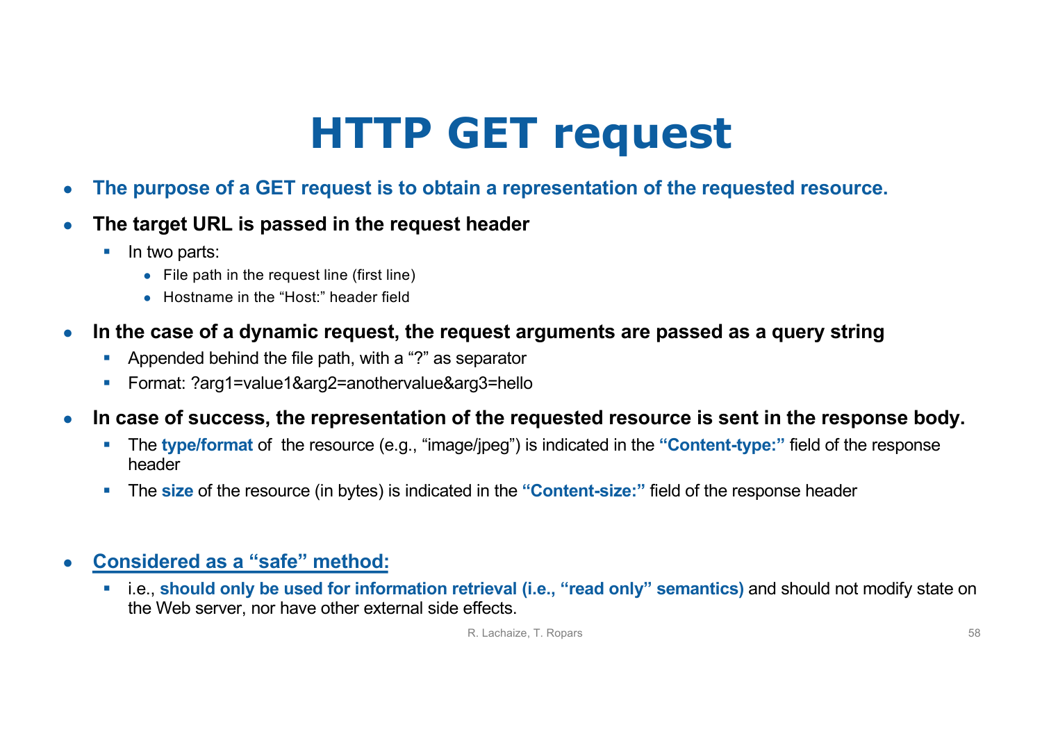# HTTP GET request

- **The purpose of a GET request is to obtain a representation of the requested resource.**
- **The target URL is passed in the request header**
  - In two parts:
    - File path in the request line (first line)
    - Hostname in the “Host:” header field
- **In the case of a dynamic request, the request arguments are passed as a query string**
  - Appended behind the file path, with a “?” as separator
  - Format: ?arg1=value1&arg2=anothervalue&arg3=hello
- **In case of success, the representation of the requested resource is sent in the response body.**
  - The **type/format** of the resource (e.g., “image/jpeg”) is indicated in the **“Content-type:”** field of the response header
  - The **size** of the resource (in bytes) is indicated in the **“Content-size:”** field of the response header
- **Considered as a “safe” method:**
  - i.e., **should only be used for information retrieval (i.e., “read only” semantics)** and should not modify state on the Web server, nor have other external side effects.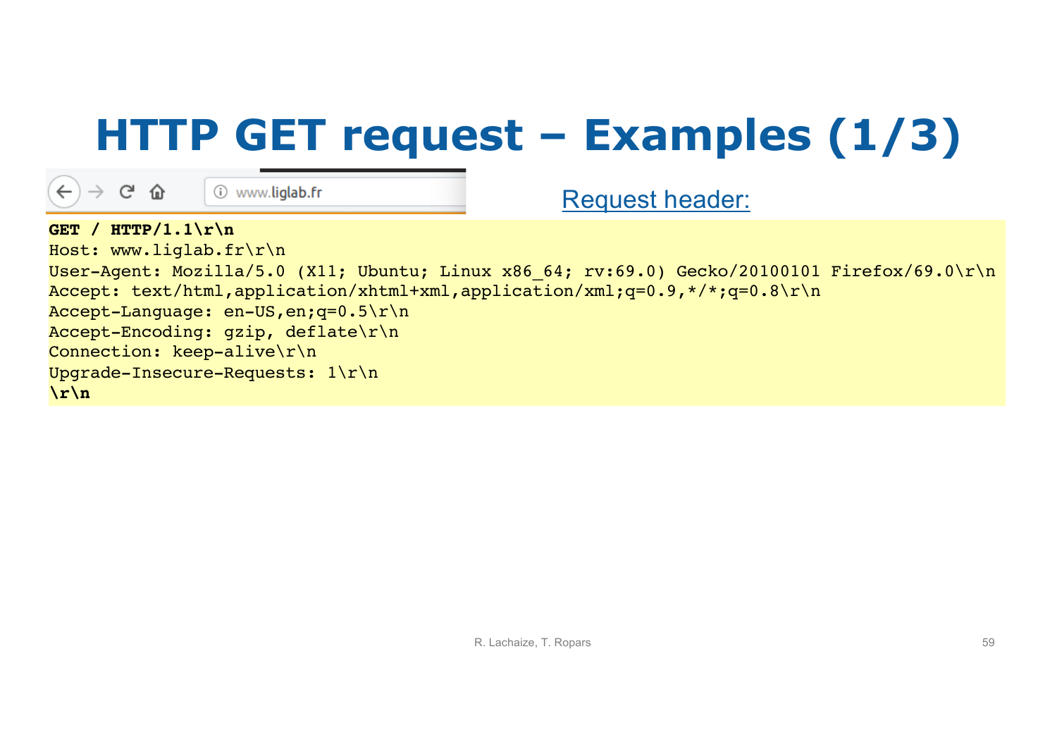# HTTP GET request – Examples (1/3)

www.liglab.fr

Request header:

```
GET / HTTP/1.1\r\n
Host: www.liglab.fr\r\n
User-Agent: Mozilla/5.0 (X11; Ubuntu; Linux x86_64; rv:69.0) Gecko/20100101 Firefox/69.0\r\n
Accept: text/html,application/xhtml+xml,application/xml;q=0.9,*/*;q=0.8\r\n
Accept-Language: en-US,en;q=0.5\r\n
Accept-Encoding: gzip, deflate\r\n
Connection: keep-alive\r\n
Upgrade-Insecure-Requests: 1\r\n
\r\n
```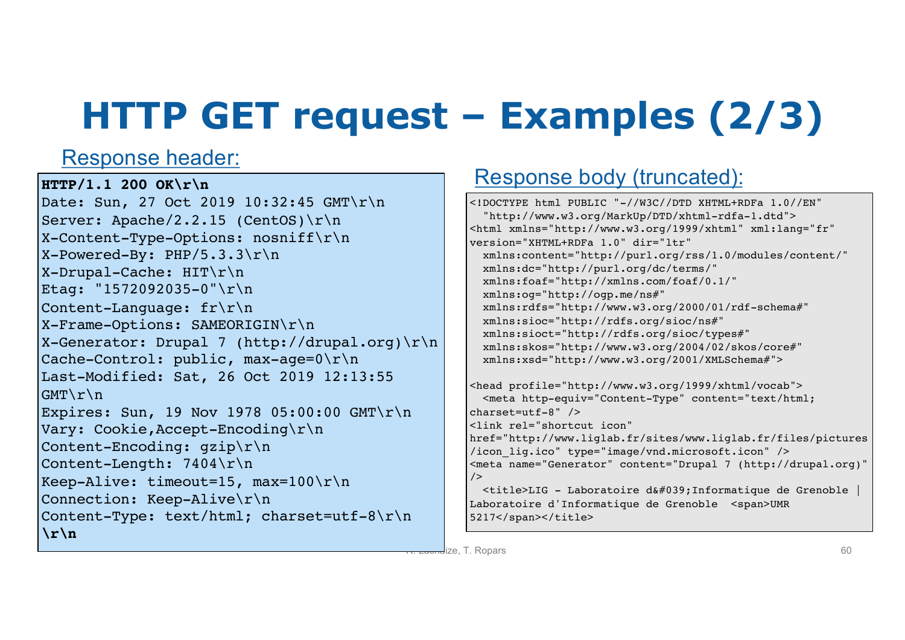# HTTP GET request – Examples (2/3)

Response header:

```
HTTP/1.1 200 OK\r\n
Date: Sun, 27 Oct 2019 10:32:45 GMT\r\n
Server: Apache/2.2.15 (CentOS)\r\n
X-Content-Type-Options: nosniff\r\n
X-Powered-By: PHP/5.3.3\r\n
X-Drupal-Cache: HIT\r\n
Etag: "1572092035-0"\r\n
Content-Language: fr\r\n
X-Frame-Options: SAMEORIGIN\r\n
X-Generator: Drupal 7 (http://drupal.org)\r\n
Cache-Control: public, max-age=0\r\n
Last-Modified: Sat, 26 Oct 2019 12:13:55
GMT\r\n
Expires: Sun, 19 Nov 1978 05:00:00 GMT\r\n
Vary: Cookie,Accept-Encoding\r\n
Content-Encoding: gzip\r\n
Content-Length: 7404\r\n
Keep-Alive: timeout=15, max=100\r\n
Connection: Keep-Alive\r\n
Content-Type: text/html; charset=utf-8\r\n
\r\n
```

Response body (truncated):

```
<!DOCTYPE html PUBLIC "-//W3C//DTD XHTML+RDFa 1.0//EN"
  "http://www.w3.org/MarkUp/DTD/xhtml-rdfa-1.dtd">
<html xmlns="http://www.w3.org/1999/xhtml" xml:lang="fr"
version="XHTML+RDFa 1.0" dir="ltr"
  xmlns:content="http://purl.org/rss/1.0/modules/content/"
  xmlns:dc="http://purl.org/dc/terms/"
  xmlns:foaf="http://xmlns.com/foaf/0.1/"
  xmlns:og="http://ogp.me/ns#"
  xmlns:rdfs="http://www.w3.org/2000/01/rdf-schema#"
  xmlns:sioc="http://rdfs.org/sioc/ns#"
  xmlns:sioct="http://rdfs.org/sioc/types#"
  xmlns:skos="http://www.w3.org/2004/02/skos/core#"
  xmlns:xsd="http://www.w3.org/2001/XMLSchema#">

<head profile="http://www.w3.org/1999/xhtml/vocab">
  <meta http-equiv="Content-Type" content="text/html;
charset=utf-8" />
<link rel="shortcut icon"
href="http://www.liglab.fr/sites/www.liglab.fr/files/pictures
/icon_lig.ico" type="image/vnd.microsoft.icon" />
<meta name="Generator" content="Drupal 7 (http://drupal.org)"
/>
  <title>LIG - Laboratoire d&#039;Informatique de Grenoble |
Laboratoire d'Informatique de Grenoble  <span>UMR
5217</span></title>
```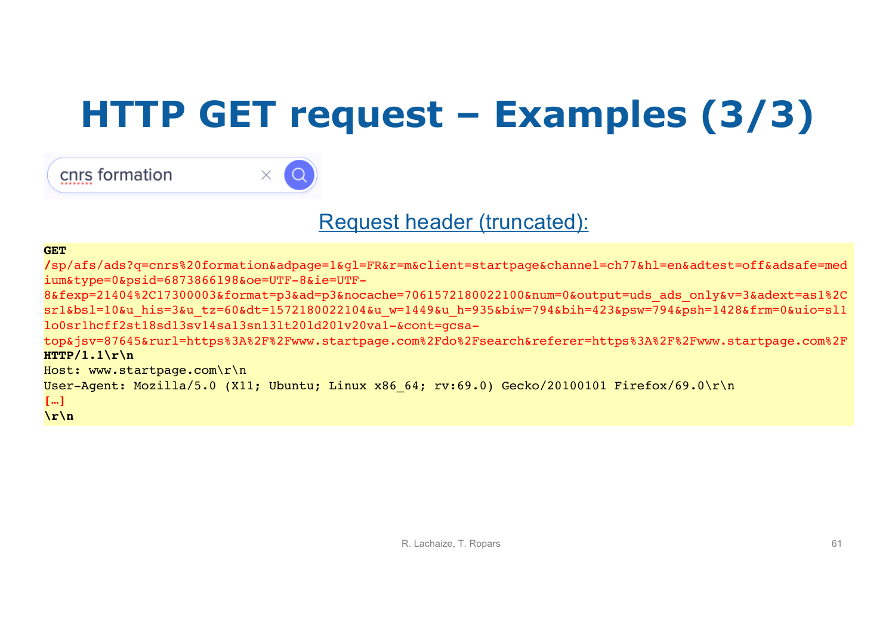# HTTP GET request – Examples (3/3)

cnrs formation

Request header (truncated):

```
GET
/sp/afs/ads?q=cnrs%20formation&adpage=1&gl=FR&r=m&client=startpage&channel=ch77&hl=en&adtest=off&adsafe=medium&type=0&psid=6873866198&oe=UTF-8&ie=UTF-8&fexp=21404%2C17300003&format=p3&ad=p3&nocache=7061572180022100&num=0&output=uds_ads_only&v=3&adext=as1%2Csr1&bsl=10&u_his=3&u_tz=60&dt=1572180022104&u_w=1449&u_h=935&biw=794&bih=423&psw=794&psh=1428&frm=0&uio=sl1lo0sr1hcff2st18sd13sv14sa13sn13lt20ld20lv20va1-&cont=gcsa-top&jsv=87645&rurl=https%3A%2F%2Fwww.startpage.com%2Fdo%2Fsearch&referer=https%3A%2F%2Fwww.startpage.com%2F
HTTP/1.1\r\n
Host: www.startpage.com\r\n
User-Agent: Mozilla/5.0 (X11; Ubuntu; Linux x86_64; rv:69.0) Gecko/20100101 Firefox/69.0\r\n
[…]
\r\n
```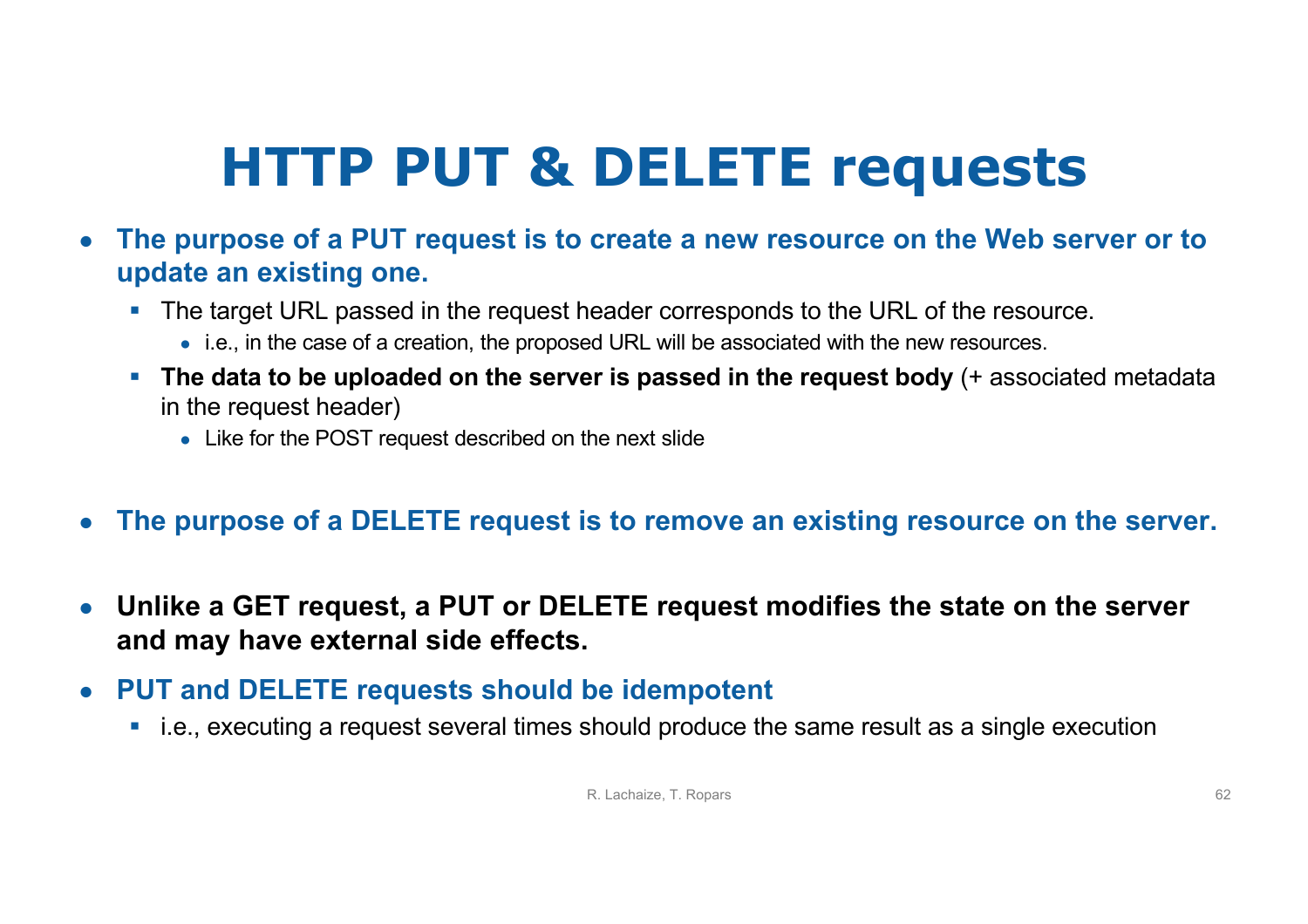# HTTP PUT & DELETE requests

- **The purpose of a PUT request is to create a new resource on the Web server or to update an existing one.**
  - The target URL passed in the request header corresponds to the URL of the resource.
    - i.e., in the case of a creation, the proposed URL will be associated with the new resources.
  - **The data to be uploaded on the server is passed in the request body** (+ associated metadata in the request header)
    - Like for the POST request described on the next slide

- **The purpose of a DELETE request is to remove an existing resource on the server.**

- **Unlike a GET request, a PUT or DELETE request modifies the state on the server and may have external side effects.**

- **PUT and DELETE requests should be idempotent**
  - i.e., executing a request several times should produce the same result as a single execution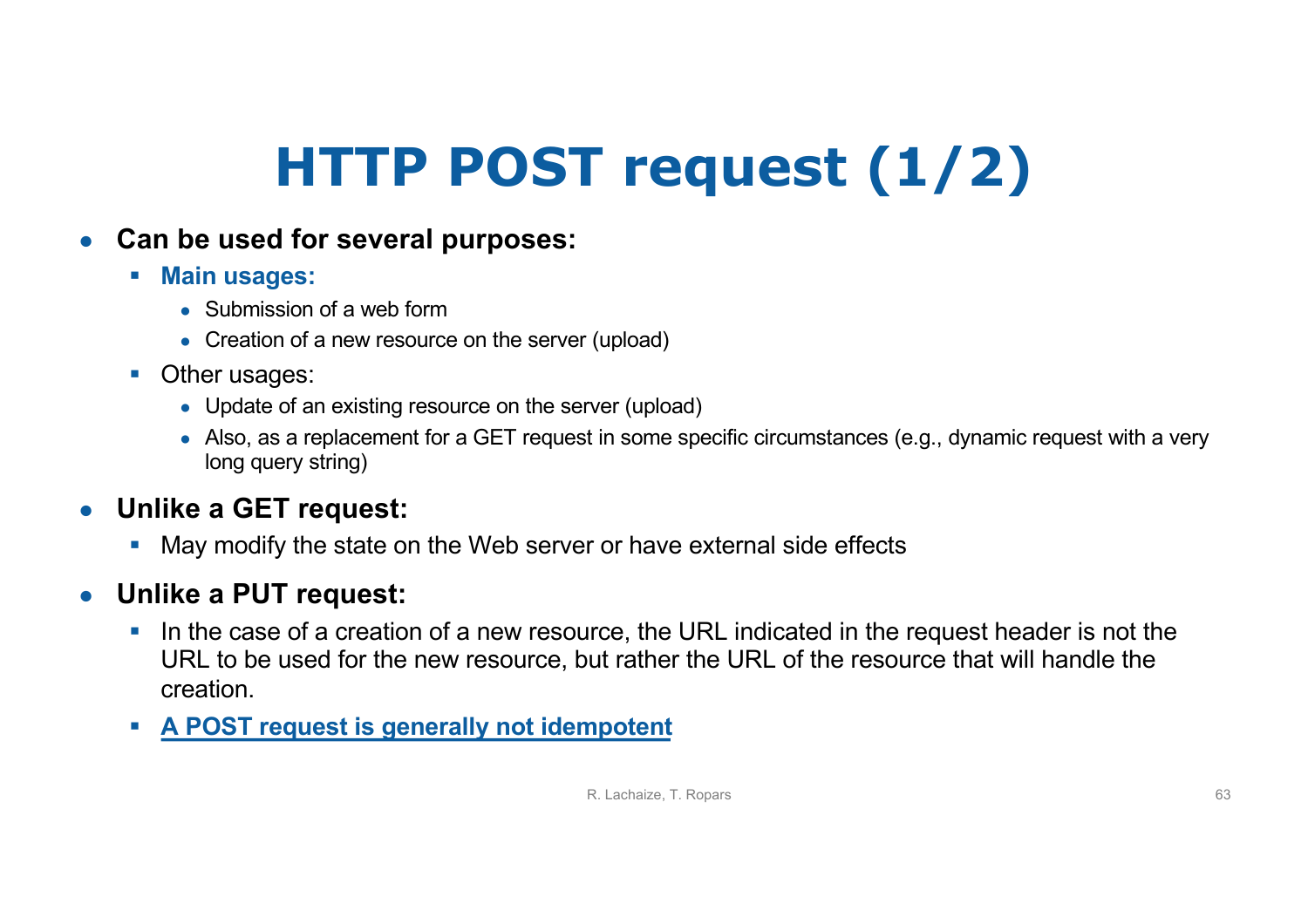# HTTP POST request (1/2)

- **Can be used for several purposes:**
  - **Main usages:**
    - Submission of a web form
    - Creation of a new resource on the server (upload)
  - Other usages:
    - Update of an existing resource on the server (upload)
    - Also, as a replacement for a GET request in some specific circumstances (e.g., dynamic request with a very long query string)
- **Unlike a GET request:**
  - May modify the state on the Web server or have external side effects
- **Unlike a PUT request:**
  - In the case of a creation of a new resource, the URL indicated in the request header is not the URL to be used for the new resource, but rather the URL of the resource that will handle the creation.
  - **A POST request is generally not idempotent**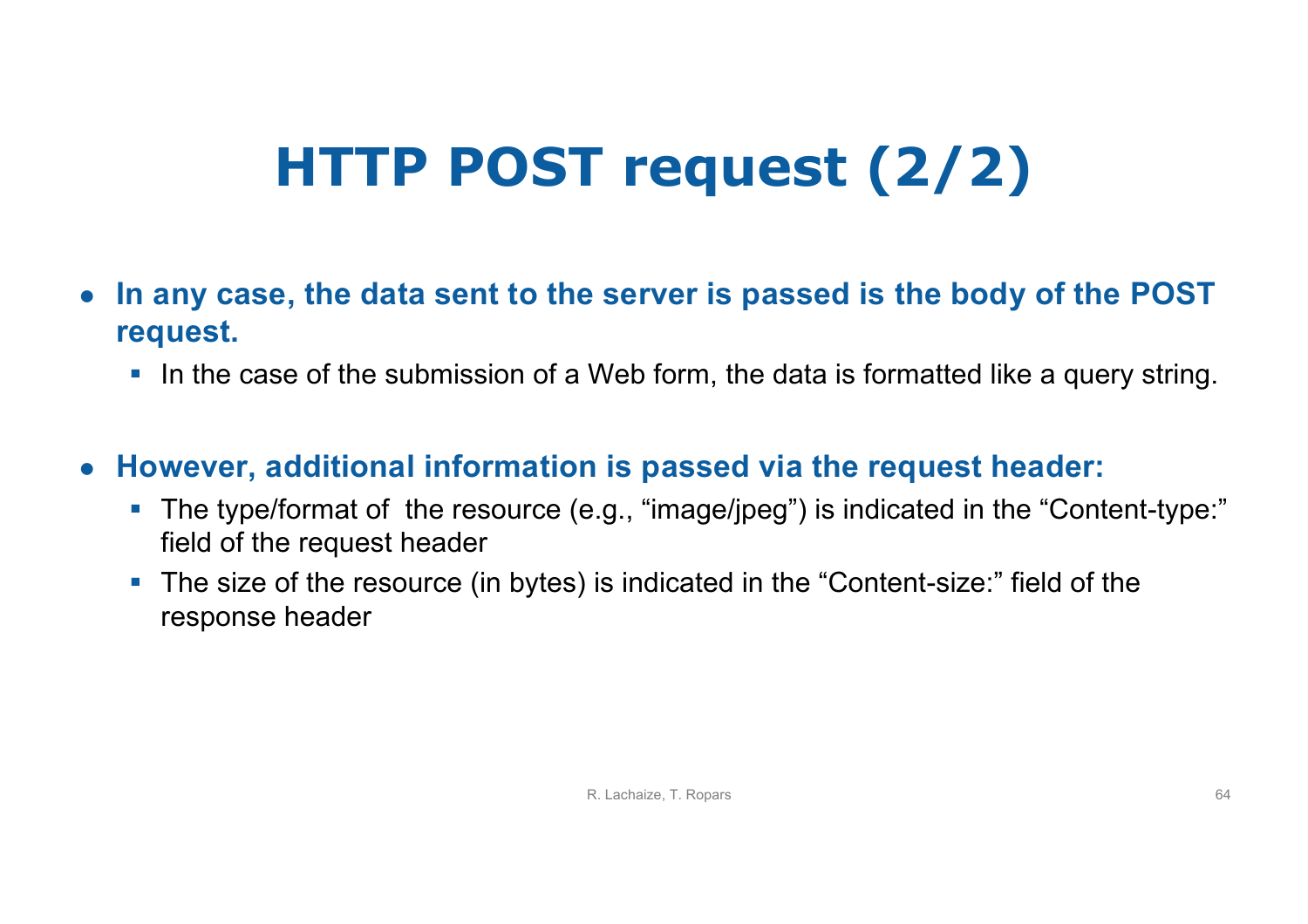# HTTP POST request (2/2)

- **In any case, the data sent to the server is passed is the body of the POST request.**
  - In the case of the submission of a Web form, the data is formatted like a query string.

- **However, additional information is passed via the request header:**
  - The type/format of the resource (e.g., “image/jpeg”) is indicated in the “Content-type:” field of the request header
  - The size of the resource (in bytes) is indicated in the “Content-size:” field of the response header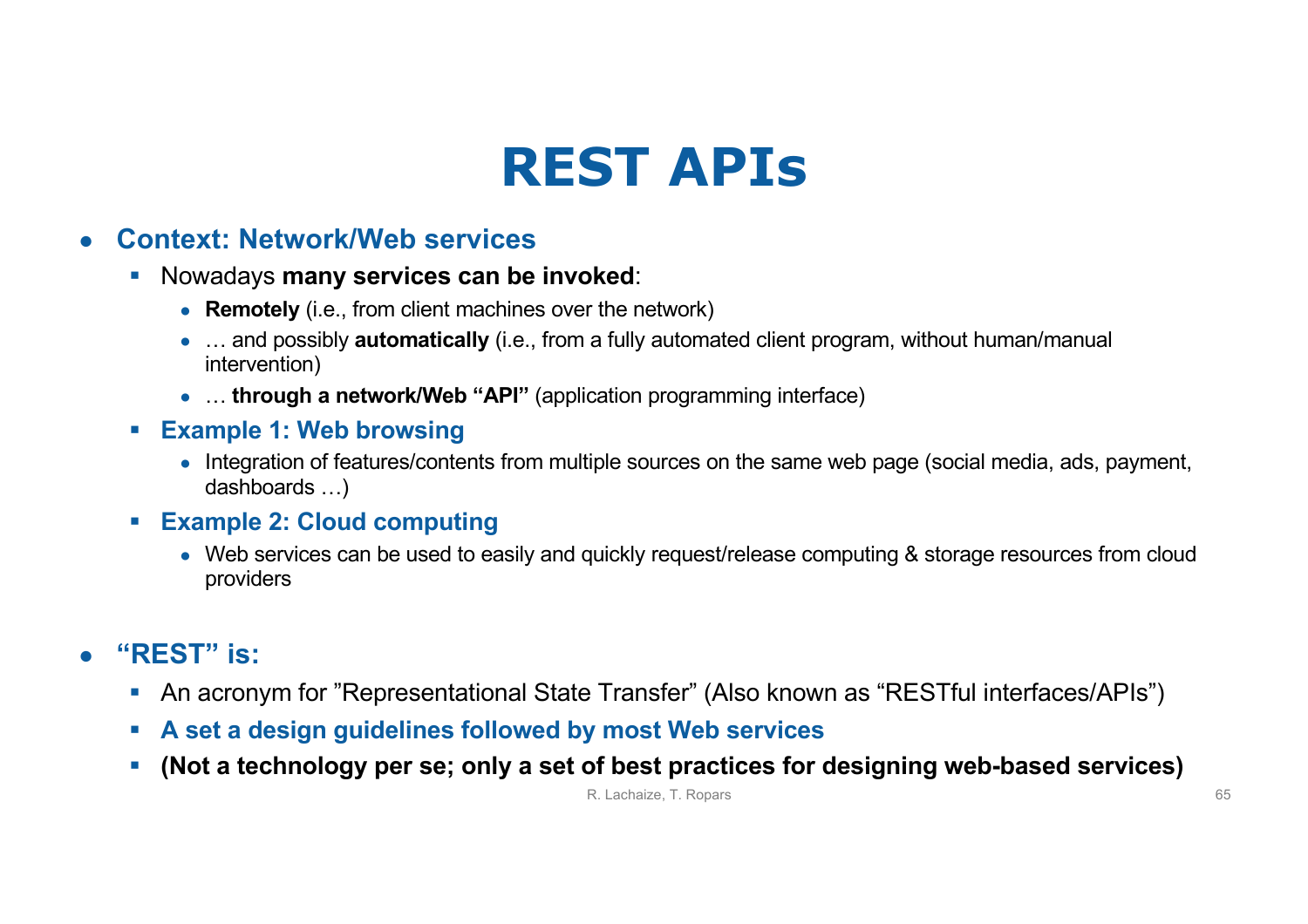# REST APIs

- **Context: Network/Web services**
  - Nowadays **many services can be invoked**:
    - **Remotely** (i.e., from client machines over the network)
    - … and possibly **automatically** (i.e., from a fully automated client program, without human/manual intervention)
    - … **through a network/Web "API"** (application programming interface)
  - **Example 1: Web browsing**
    - Integration of features/contents from multiple sources on the same web page (social media, ads, payment, dashboards …)
  - **Example 2: Cloud computing**
    - Web services can be used to easily and quickly request/release computing & storage resources from cloud providers

- **"REST" is:**
  - An acronym for "Representational State Transfer" (Also known as "RESTful interfaces/APIs")
  - **A set a design guidelines followed by most Web services**
  - **(Not a technology per se; only a set of best practices for designing web-based services)**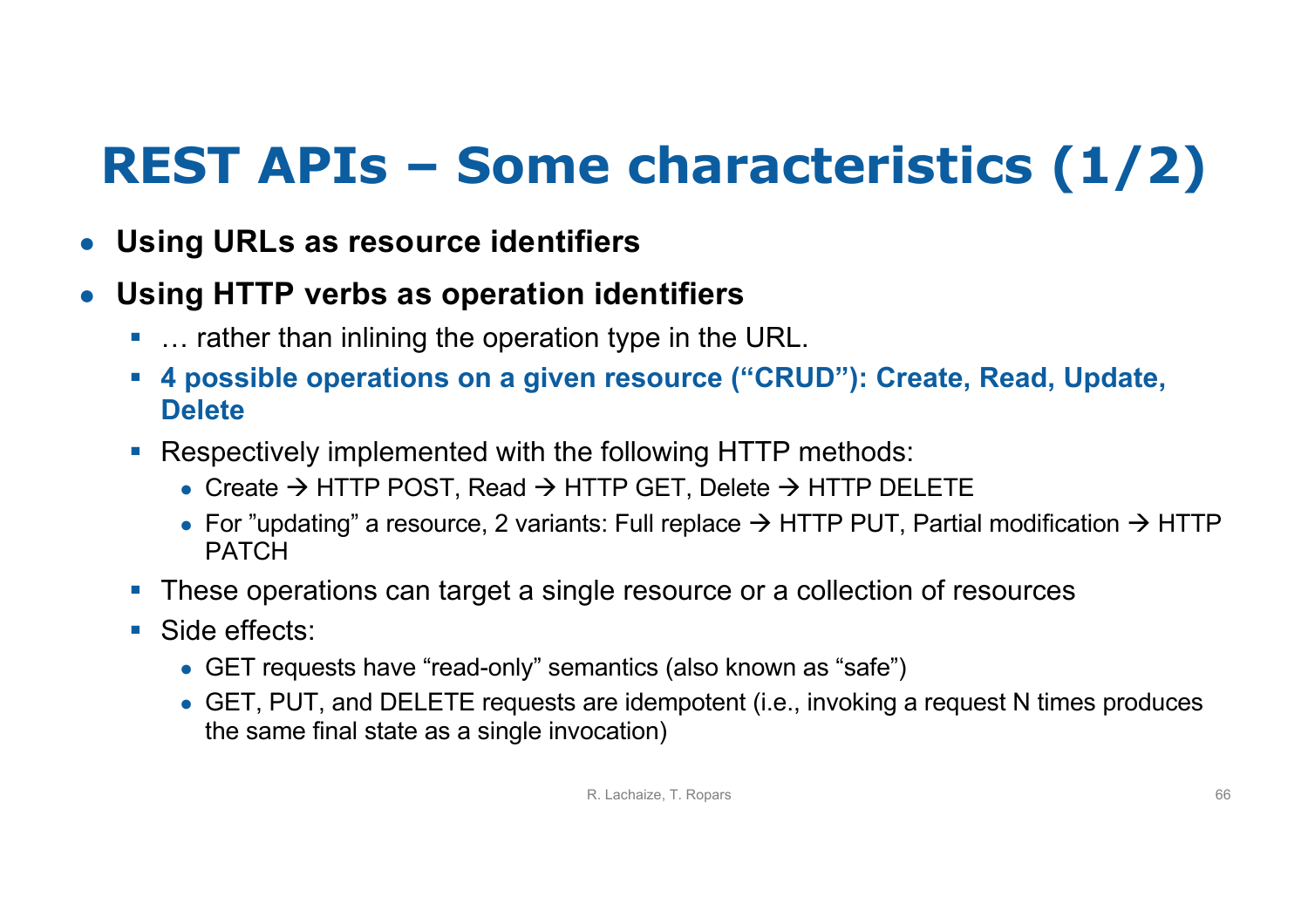# REST APIs – Some characteristics (1/2)

- **Using URLs as resource identifiers**
- **Using HTTP verbs as operation identifiers**
  - … rather than inlining the operation type in the URL.
  - **4 possible operations on a given resource ("CRUD"): Create, Read, Update, Delete**
  - Respectively implemented with the following HTTP methods:
    - Create → HTTP POST, Read → HTTP GET, Delete → HTTP DELETE
    - For "updating" a resource, 2 variants: Full replace → HTTP PUT, Partial modification → HTTP PATCH
  - These operations can target a single resource or a collection of resources
  - Side effects:
    - GET requests have "read-only" semantics (also known as "safe")
    - GET, PUT, and DELETE requests are idempotent (i.e., invoking a request N times produces the same final state as a single invocation)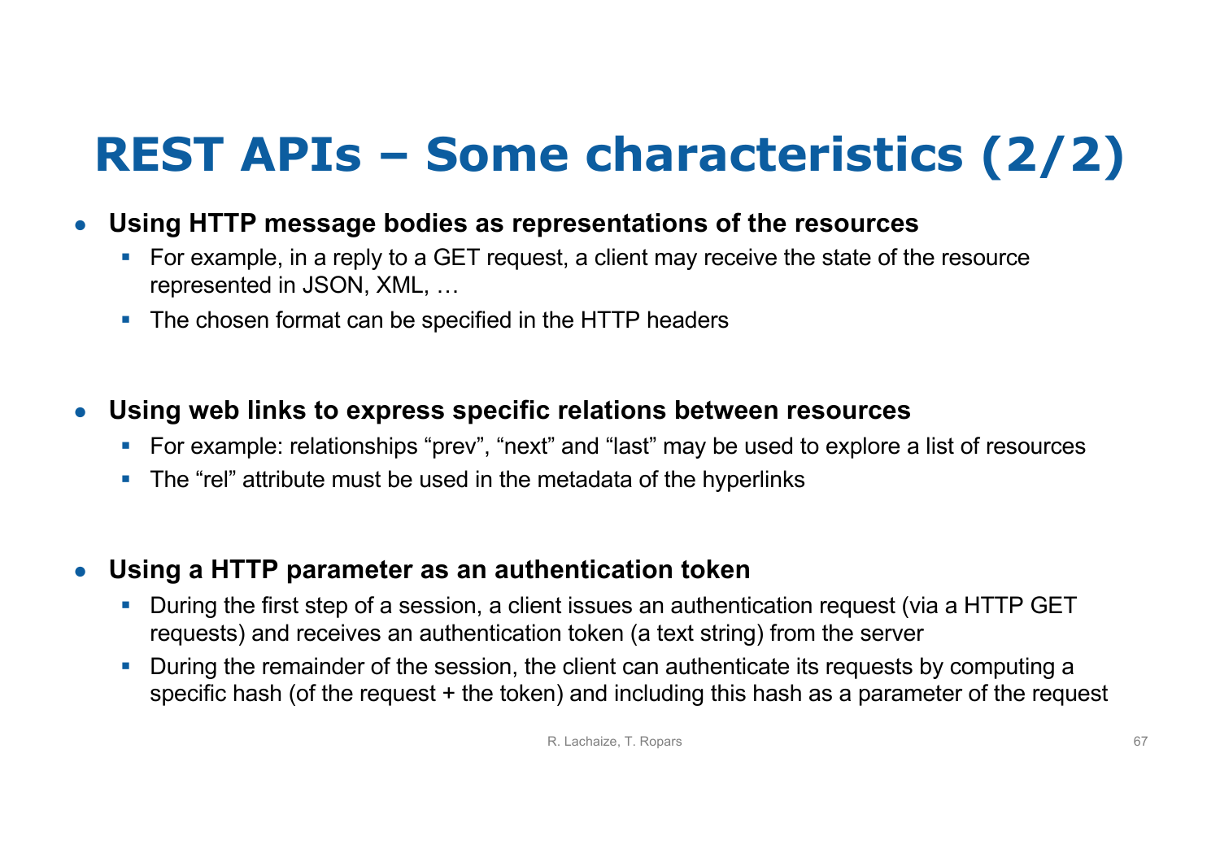# REST APIs – Some characteristics (2/2)

- **Using HTTP message bodies as representations of the resources**
  - For example, in a reply to a GET request, a client may receive the state of the resource represented in JSON, XML, …
  - The chosen format can be specified in the HTTP headers

- **Using web links to express specific relations between resources**
  - For example: relationships “prev”, “next” and “last” may be used to explore a list of resources
  - The “rel” attribute must be used in the metadata of the hyperlinks

- **Using a HTTP parameter as an authentication token**
  - During the first step of a session, a client issues an authentication request (via a HTTP GET requests) and receives an authentication token (a text string) from the server
  - During the remainder of the session, the client can authenticate its requests by computing a specific hash (of the request + the token) and including this hash as a parameter of the request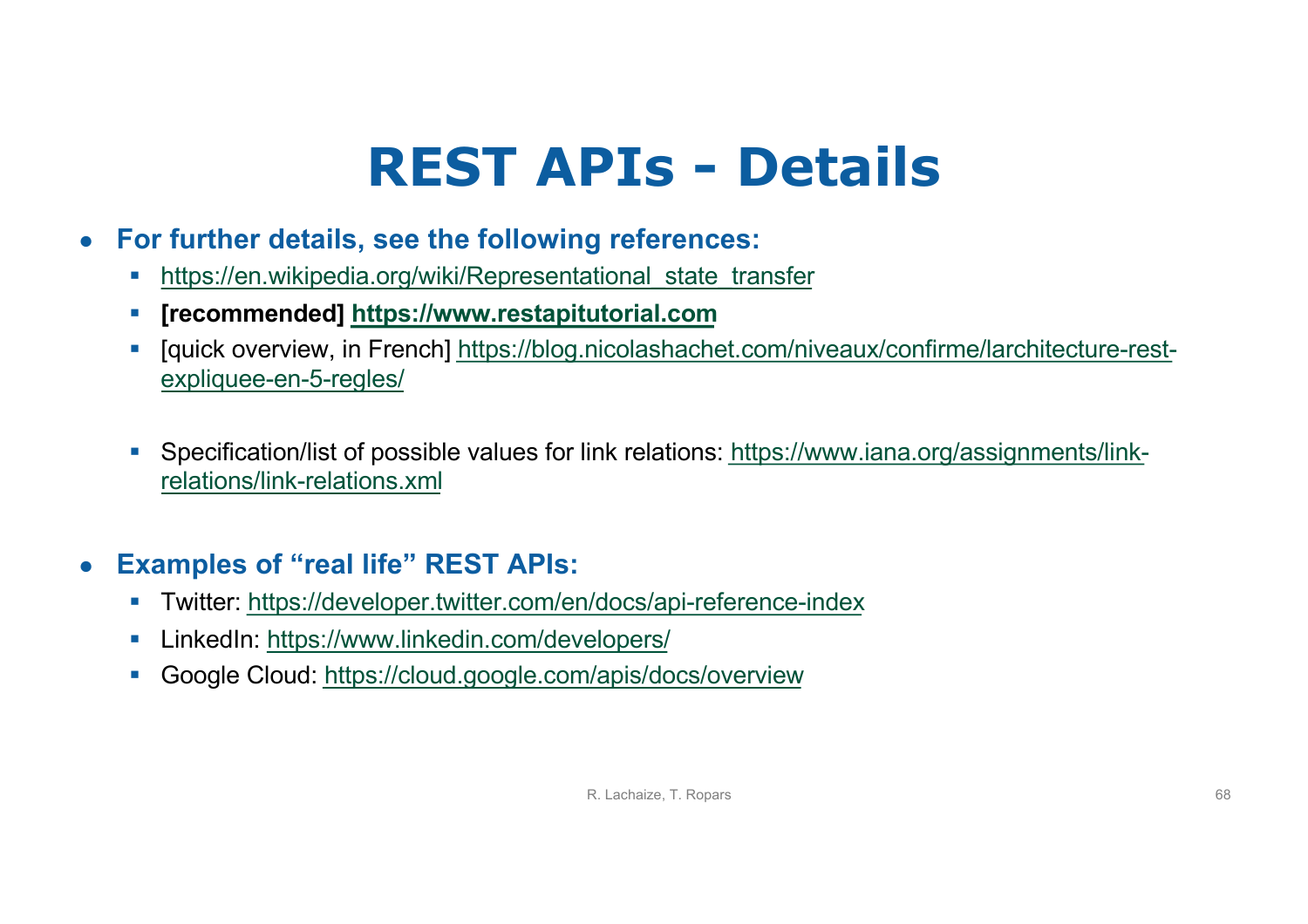# REST APIs - Details

- **For further details, see the following references:**
  - https://en.wikipedia.org/wiki/Representational_state_transfer
  - **[recommended] https://www.restapitutorial.com**
  - [quick overview, in French] https://blog.nicolashachet.com/niveaux/confirme/larchitecture-rest-expliquee-en-5-regles/
  - Specification/list of possible values for link relations: https://www.iana.org/assignments/link-relations/link-relations.xml
- **Examples of "real life" REST APIs:**
  - Twitter: https://developer.twitter.com/en/docs/api-reference-index
  - LinkedIn: https://www.linkedin.com/developers/
  - Google Cloud: https://cloud.google.com/apis/docs/overview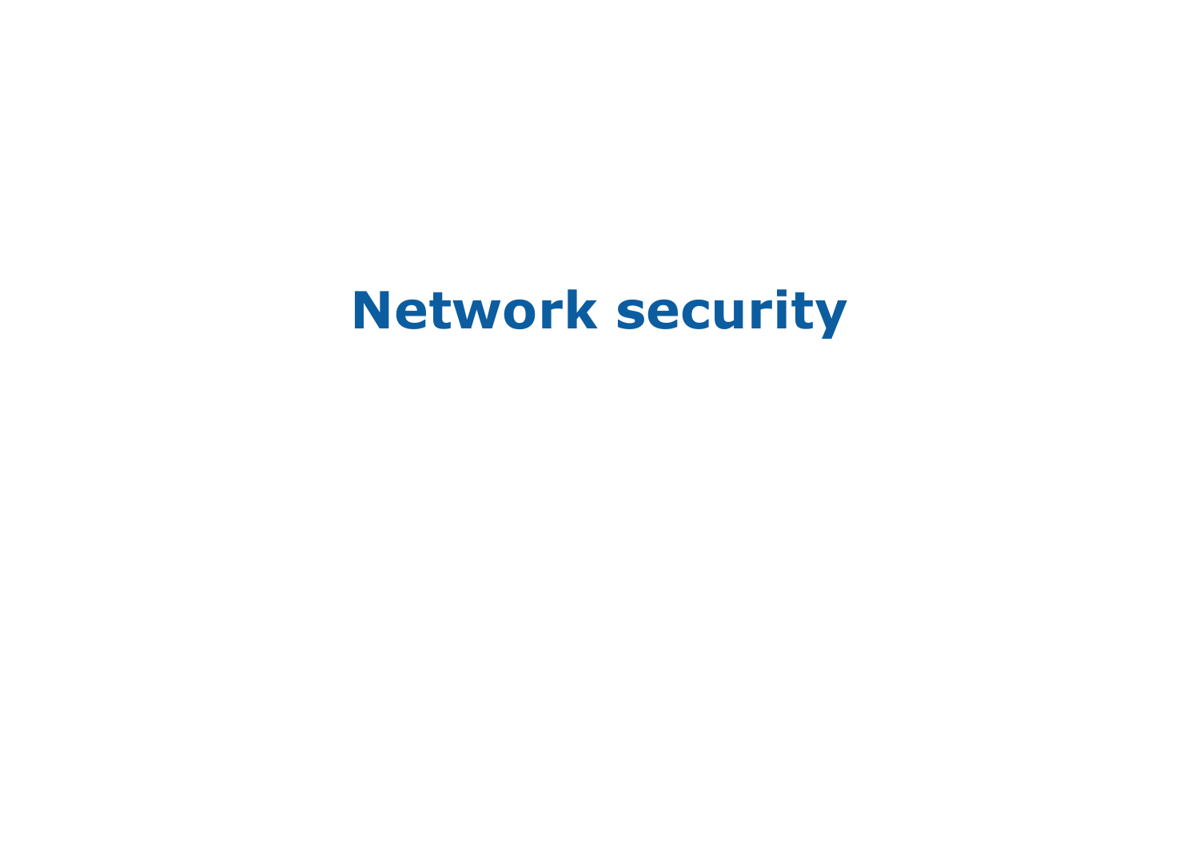# Network security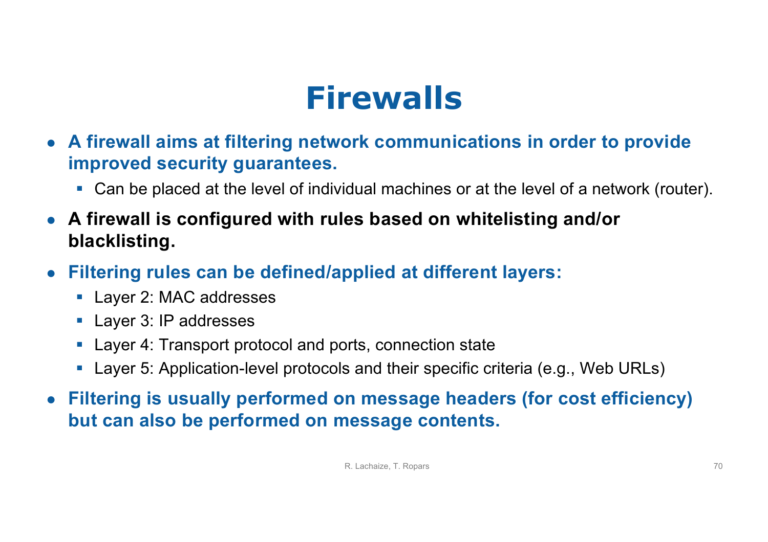# Firewalls

- **A firewall aims at filtering network communications in order to provide improved security guarantees.**
  - Can be placed at the level of individual machines or at the level of a network (router).
- **A firewall is configured with rules based on whitelisting and/or blacklisting.**
- **Filtering rules can be defined/applied at different layers:**
  - Layer 2: MAC addresses
  - Layer 3: IP addresses
  - Layer 4: Transport protocol and ports, connection state
  - Layer 5: Application-level protocols and their specific criteria (e.g., Web URLs)
- **Filtering is usually performed on message headers (for cost efficiency) but can also be performed on message contents.**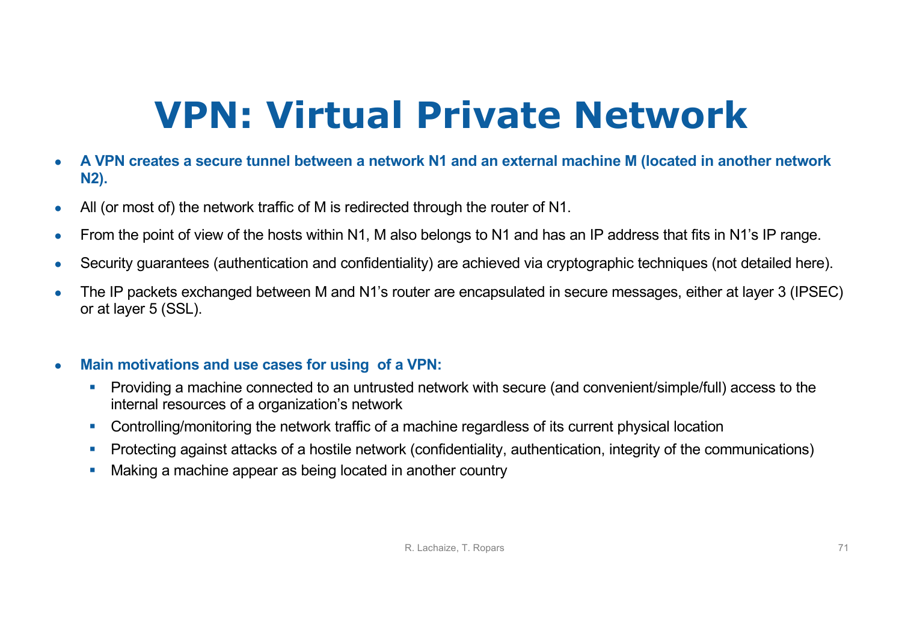# VPN: Virtual Private Network

- **A VPN creates a secure tunnel between a network N1 and an external machine M (located in another network N2).**
- All (or most of) the network traffic of M is redirected through the router of N1.
- From the point of view of the hosts within N1, M also belongs to N1 and has an IP address that fits in N1's IP range.
- Security guarantees (authentication and confidentiality) are achieved via cryptographic techniques (not detailed here).
- The IP packets exchanged between M and N1's router are encapsulated in secure messages, either at layer 3 (IPSEC) or at layer 5 (SSL).

- **Main motivations and use cases for using  of a VPN:**
  - Providing a machine connected to an untrusted network with secure (and convenient/simple/full) access to the internal resources of a organization's network
  - Controlling/monitoring the network traffic of a machine regardless of its current physical location
  - Protecting against attacks of a hostile network (confidentiality, authentication, integrity of the communications)
  - Making a machine appear as being located in another country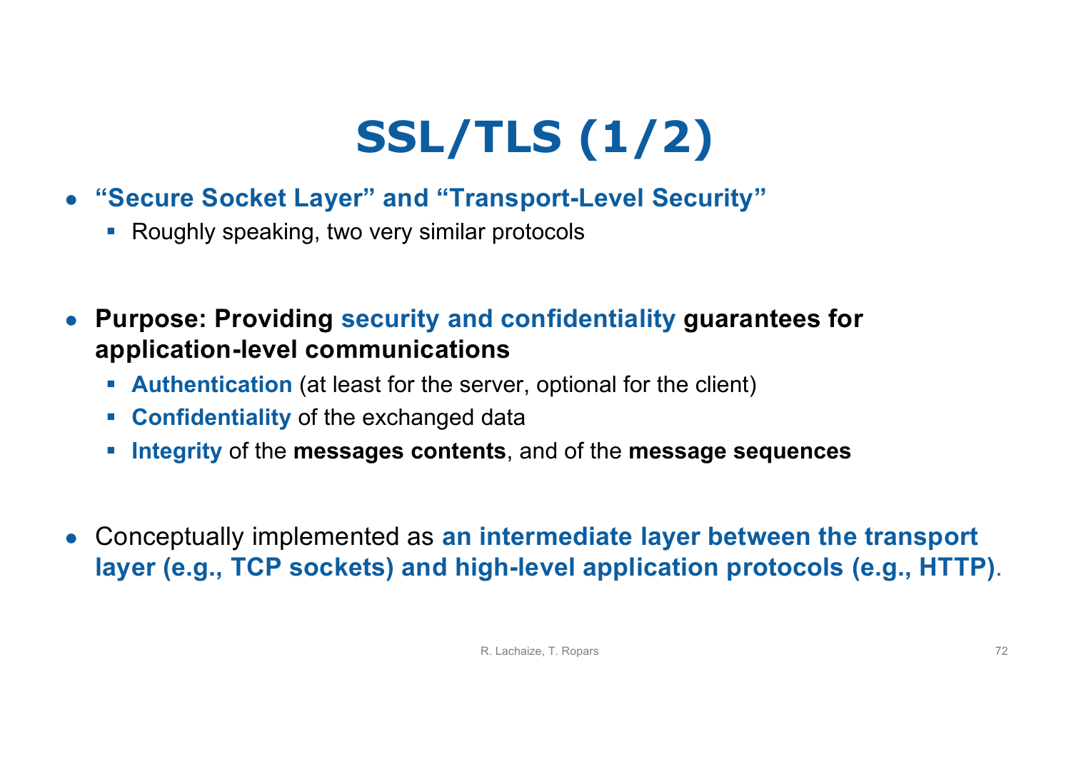# SSL/TLS (1/2)

- **"Secure Socket Layer" and "Transport-Level Security"**
  - Roughly speaking, two very similar protocols

- **Purpose: Providing security and confidentiality guarantees for application-level communications**
  - **Authentication** (at least for the server, optional for the client)
  - **Confidentiality** of the exchanged data
  - **Integrity** of the **messages contents**, and of the **message sequences**

- Conceptually implemented as **an intermediate layer between the transport layer (e.g., TCP sockets) and high-level application protocols (e.g., HTTP)**.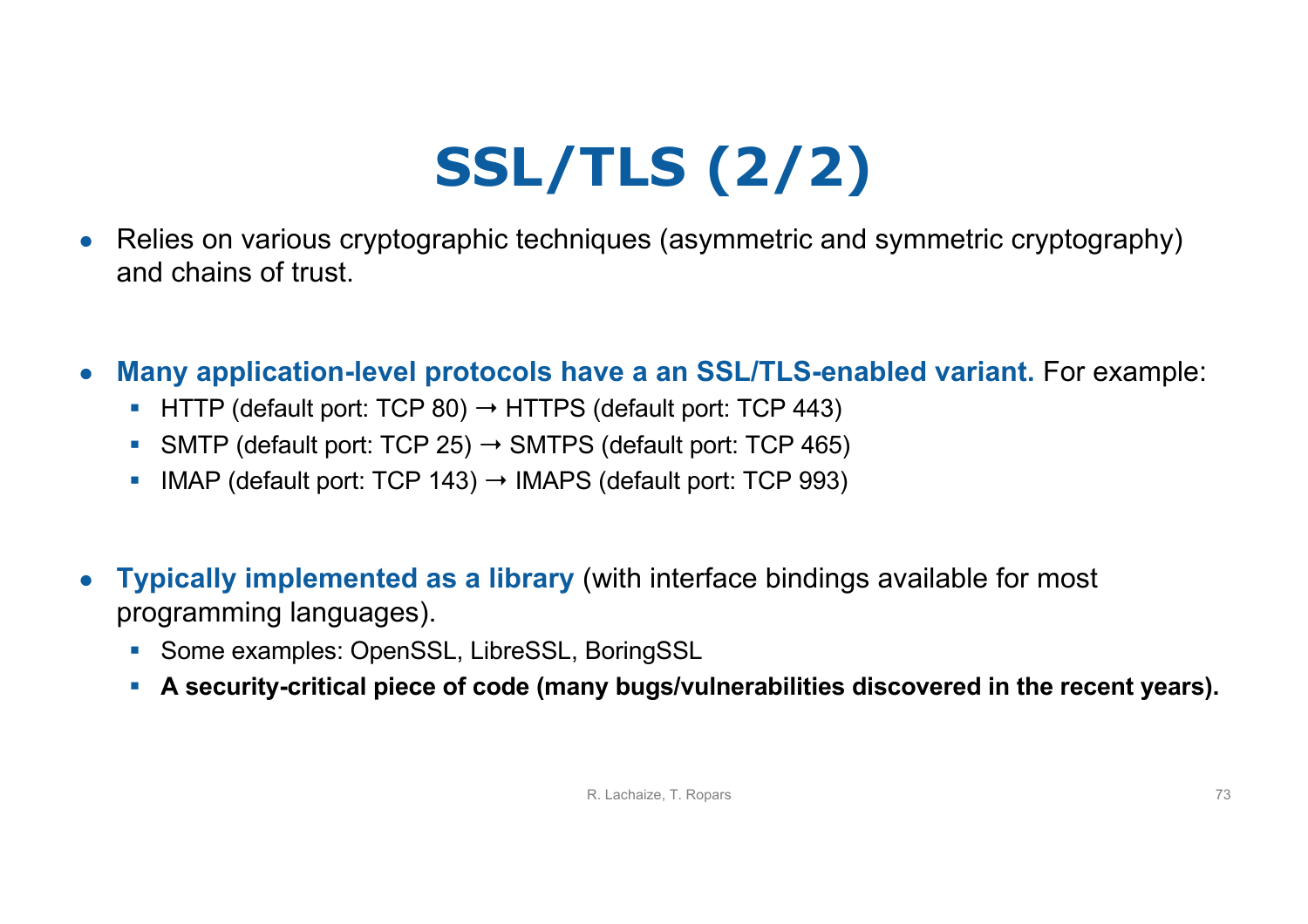# SSL/TLS (2/2)

- Relies on various cryptographic techniques (asymmetric and symmetric cryptography) and chains of trust.

- **Many application-level protocols have a an SSL/TLS-enabled variant.** For example:
  - HTTP (default port: TCP 80) → HTTPS (default port: TCP 443)
  - SMTP (default port: TCP 25) → SMTPS (default port: TCP 465)
  - IMAP (default port: TCP 143) → IMAPS (default port: TCP 993)

- **Typically implemented as a library** (with interface bindings available for most programming languages).
  - Some examples: OpenSSL, LibreSSL, BoringSSL
  - **A security-critical piece of code (many bugs/vulnerabilities discovered in the recent years).**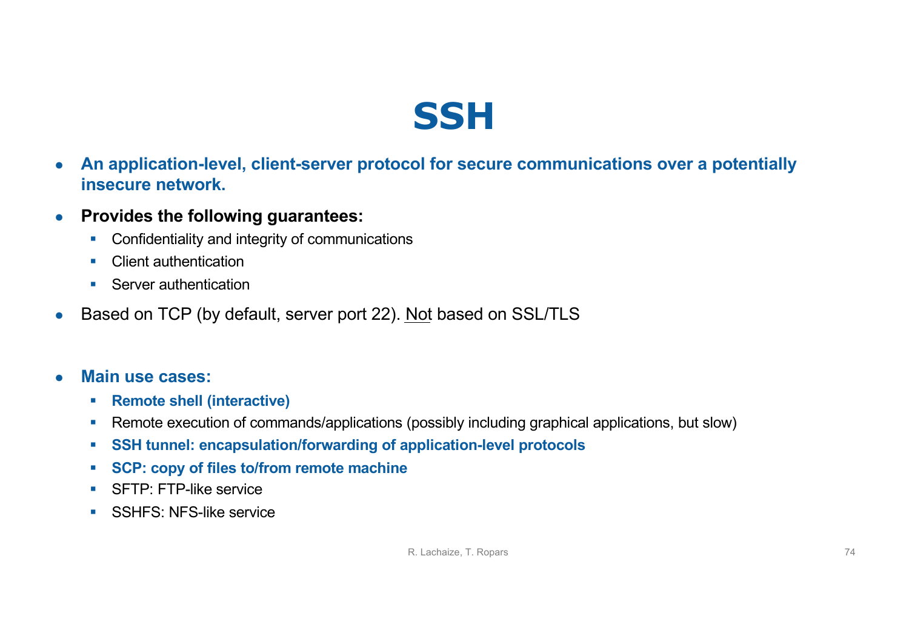# SSH

- **An application-level, client-server protocol for secure communications over a potentially insecure network.**
- **Provides the following guarantees:**
  - Confidentiality and integrity of communications
  - Client authentication
  - Server authentication
- Based on TCP (by default, server port 22). Not based on SSL/TLS

- **Main use cases:**
  - **Remote shell (interactive)**
  - Remote execution of commands/applications (possibly including graphical applications, but slow)
  - **SSH tunnel: encapsulation/forwarding of application-level protocols**
  - **SCP: copy of files to/from remote machine**
  - SFTP: FTP-like service
  - SSHFS: NFS-like service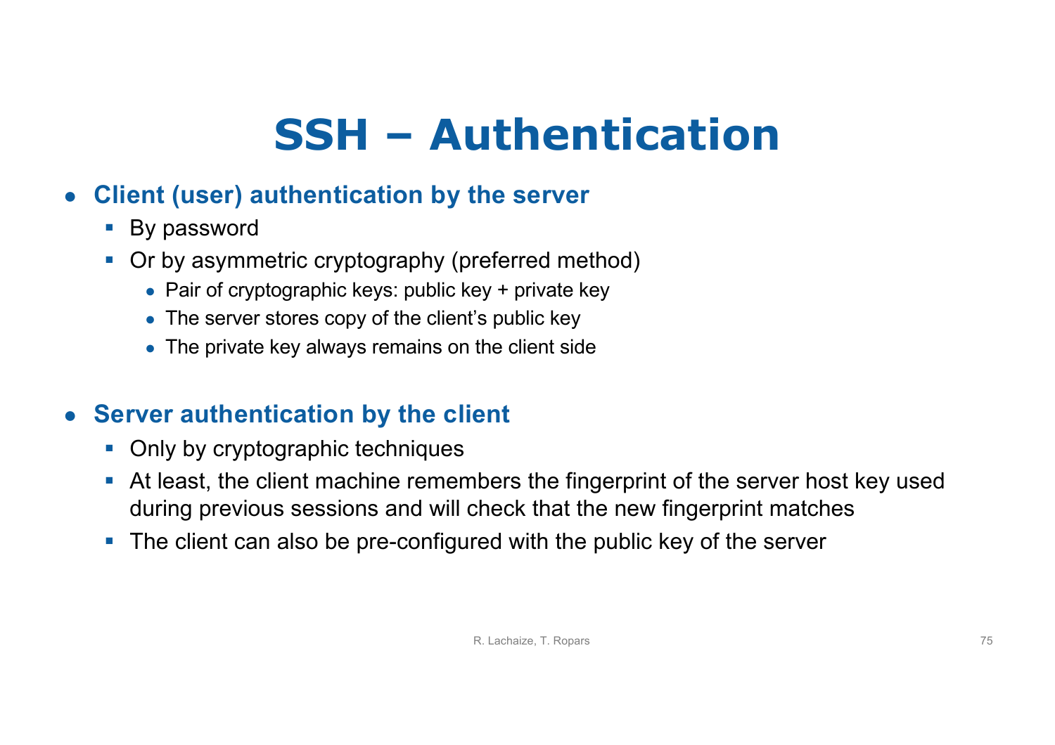# SSH – Authentication

- **Client (user) authentication by the server**
  - By password
  - Or by asymmetric cryptography (preferred method)
    - Pair of cryptographic keys: public key + private key
    - The server stores copy of the client's public key
    - The private key always remains on the client side

- **Server authentication by the client**
  - Only by cryptographic techniques
  - At least, the client machine remembers the fingerprint of the server host key used during previous sessions and will check that the new fingerprint matches
  - The client can also be pre-configured with the public key of the server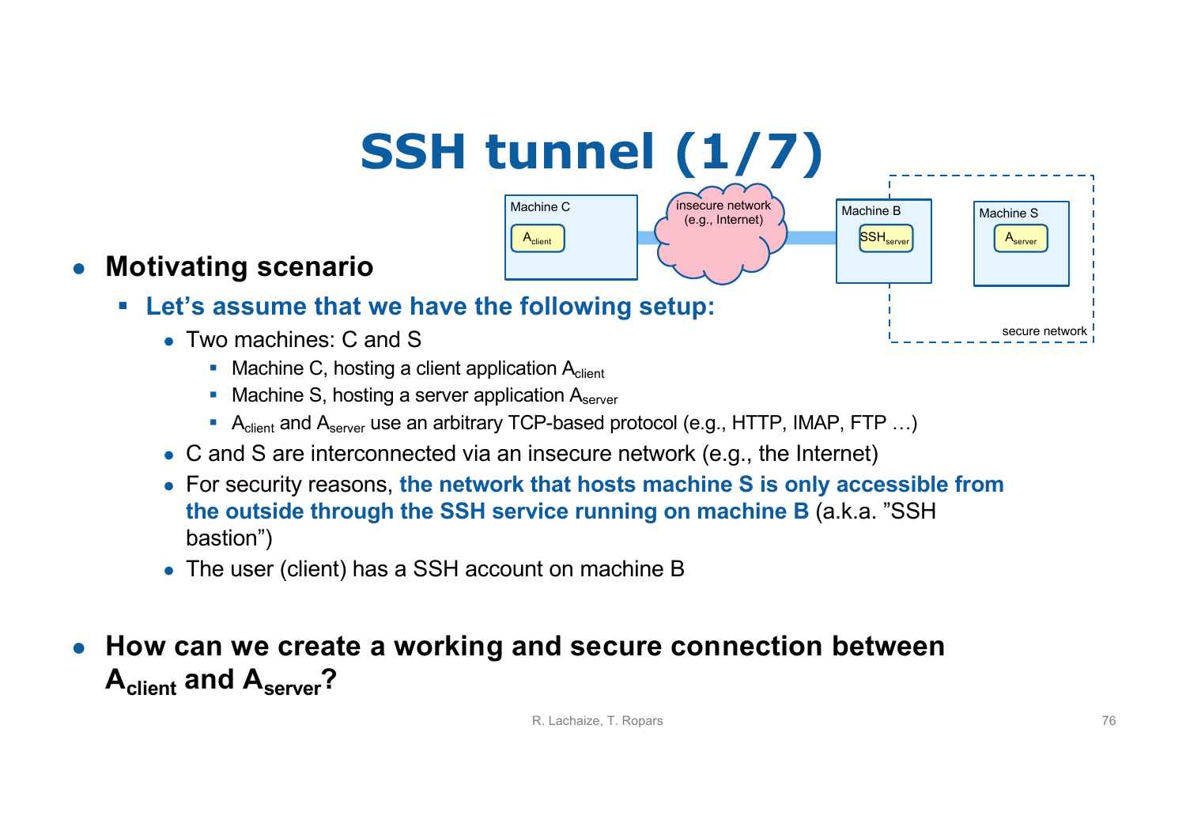# SSH tunnel (1/7)

- **Motivating scenario**
  - **Let's assume that we have the following setup:**
    - Two machines: C and S
      - Machine C, hosting a client application $A_{client}$
      - Machine S, hosting a server application $A_{server}$
      - $A_{client}$ and $A_{server}$ use an arbitrary TCP-based protocol (e.g., HTTP, IMAP, FTP …)
    - C and S are interconnected via an insecure network (e.g., the Internet)
    - For security reasons, **the network that hosts machine S is only accessible from the outside through the SSH service running on machine B** (a.k.a. "SSH bastion")
    - The user (client) has a SSH account on machine B

- **How can we create a working and secure connection between $A_{client}$ and $A_{server}$?**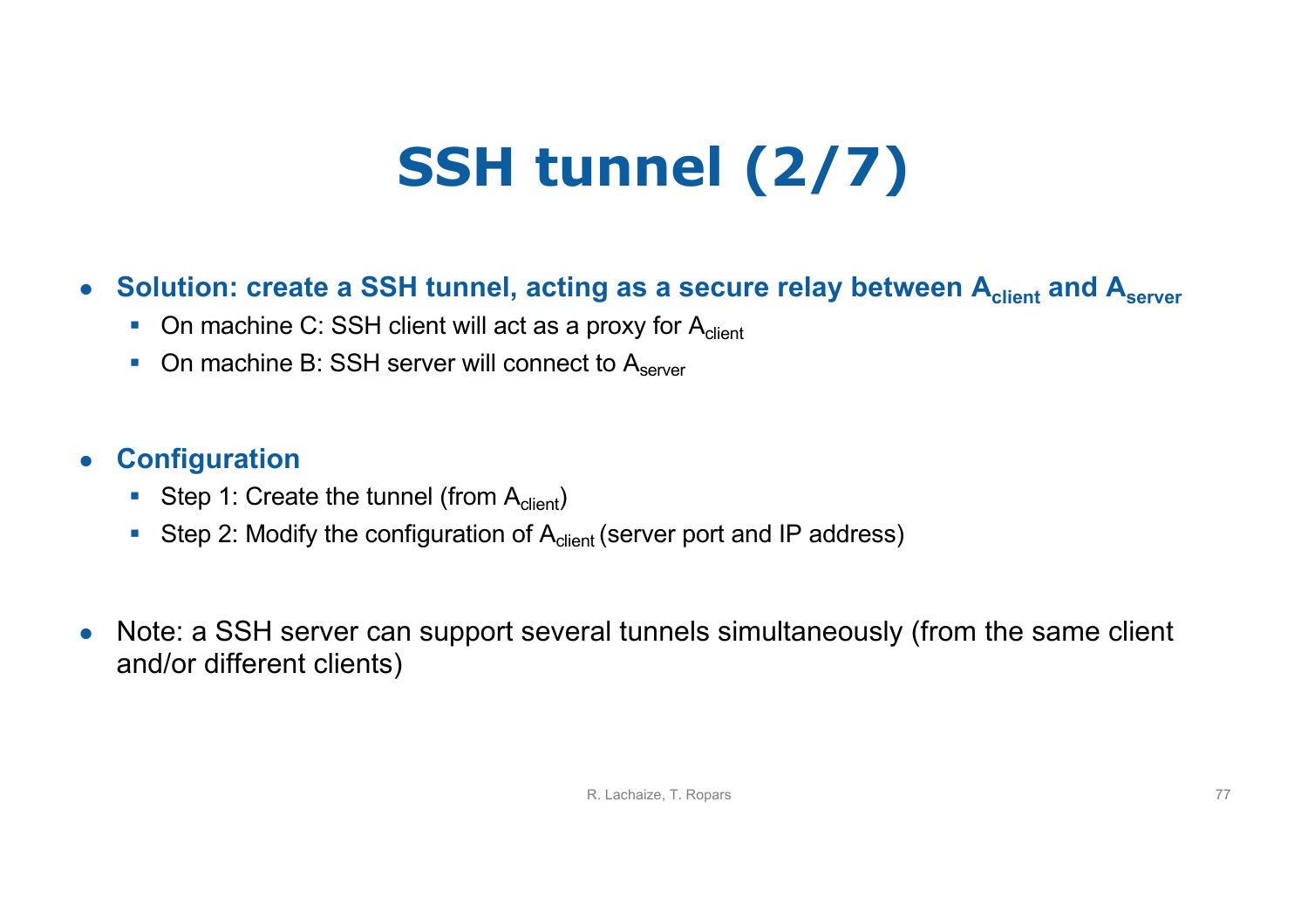# SSH tunnel (2/7)

- **Solution: create a SSH tunnel, acting as a secure relay between $A_{client}$ and $A_{server}$**
  - On machine C: SSH client will act as a proxy for $A_{client}$
  - On machine B: SSH server will connect to $A_{server}$

- **Configuration**
  - Step 1: Create the tunnel (from $A_{client}$)
  - Step 2: Modify the configuration of $A_{client}$ (server port and IP address)

- Note: a SSH server can support several tunnels simultaneously (from the same client and/or different clients)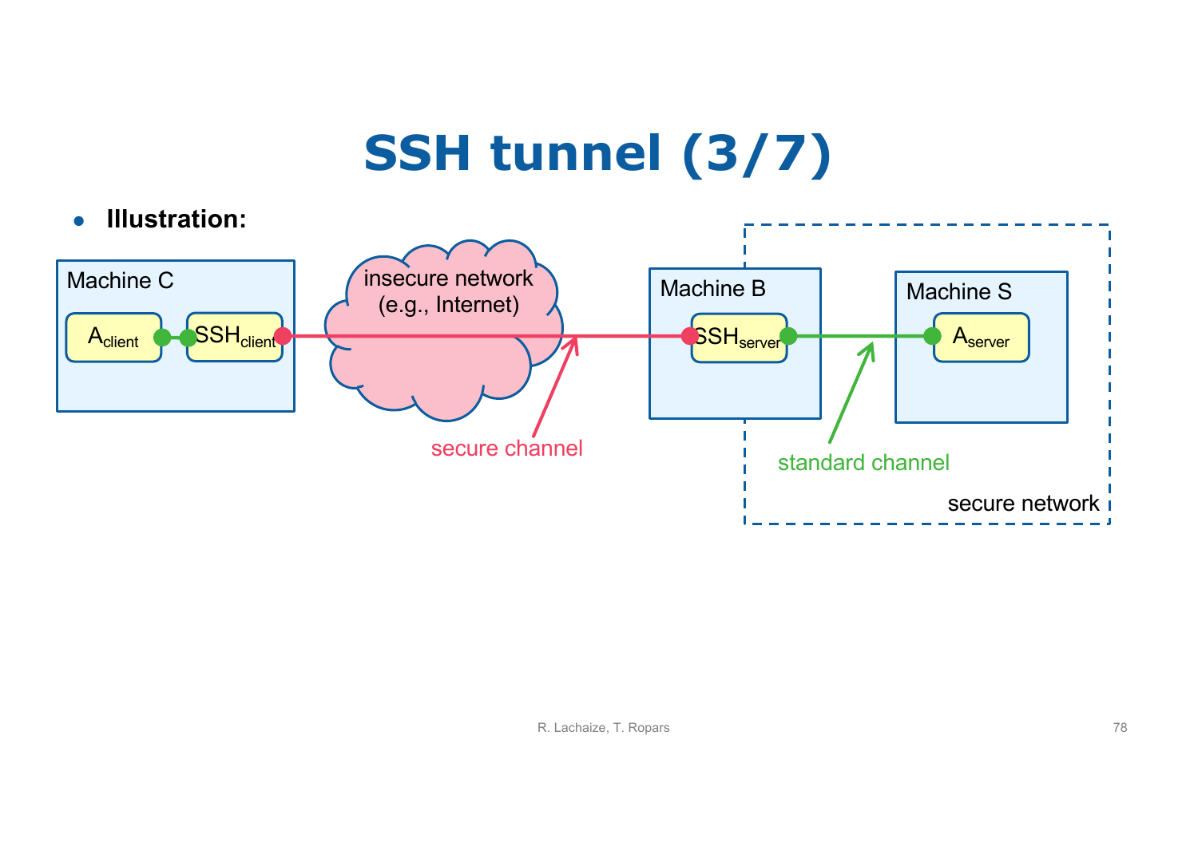# SSH tunnel (3/7)

- **Illustration:**

Machine C

$A_{client}$ — $SSH_{client}$

insecure network (e.g., Internet)

secure channel

Machine B

$SSH_{server}$

standard channel

Machine S

$A_{server}$

secure network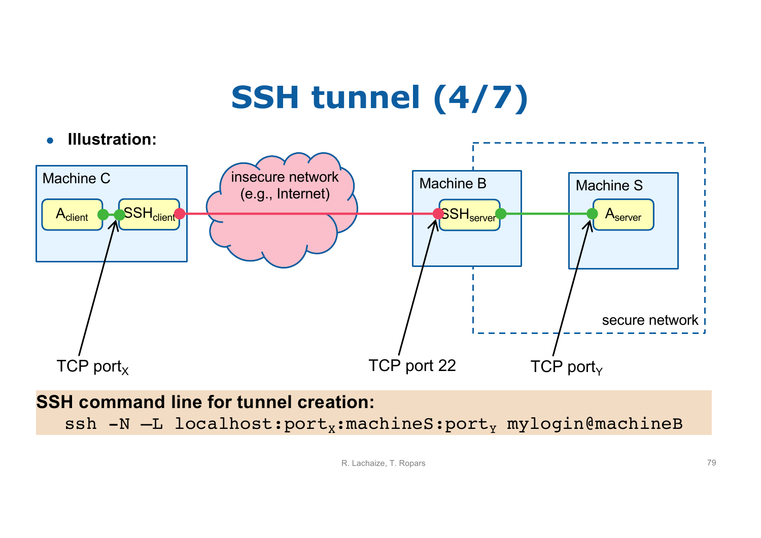# SSH tunnel (4/7)

- **Illustration:**

Machine C: $A_{client}$ — $SSH_{client}$

insecure network (e.g., Internet)

Machine B: $SSH_{server}$

Machine S: $A_{server}$

secure network

TCP $port_X$

TCP port 22

TCP $port_Y$

**SSH command line for tunnel creation:**

```
ssh -N –L localhost:portX:machineS:portY mylogin@machineB
```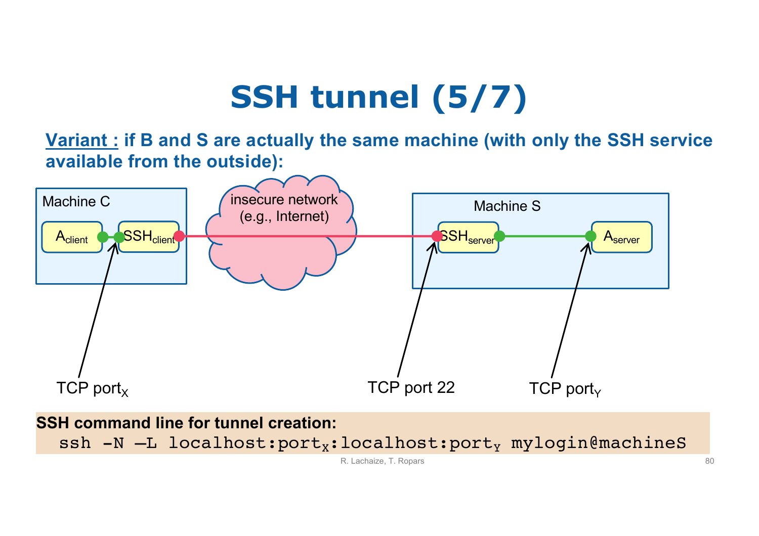# SSH tunnel (5/7)

**Variant : if B and S are actually the same machine (with only the SSH service available from the outside):**

Machine C

$A_{client}$ — $SSH_{client}$

insecure network (e.g., Internet)

Machine S

$SSH_{server}$ — $A_{server}$

TCP $port_X$

TCP port 22

TCP $port_Y$

**SSH command line for tunnel creation:**

```
ssh -N –L localhost:portX:localhost:portY mylogin@machineS
```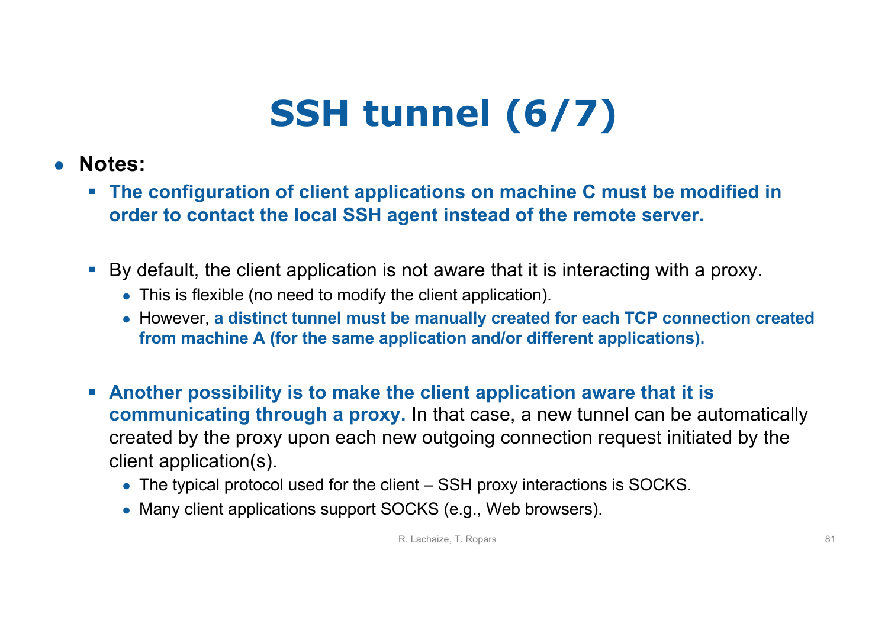# SSH tunnel (6/7)

- **Notes:**
  - **The configuration of client applications on machine C must be modified in order to contact the local SSH agent instead of the remote server.**
  - By default, the client application is not aware that it is interacting with a proxy.
    - This is flexible (no need to modify the client application).
    - However, **a distinct tunnel must be manually created for each TCP connection created from machine A (for the same application and/or different applications).**
  - **Another possibility is to make the client application aware that it is communicating through a proxy.** In that case, a new tunnel can be automatically created by the proxy upon each new outgoing connection request initiated by the client application(s).
    - The typical protocol used for the client – SSH proxy interactions is SOCKS.
    - Many client applications support SOCKS (e.g., Web browsers).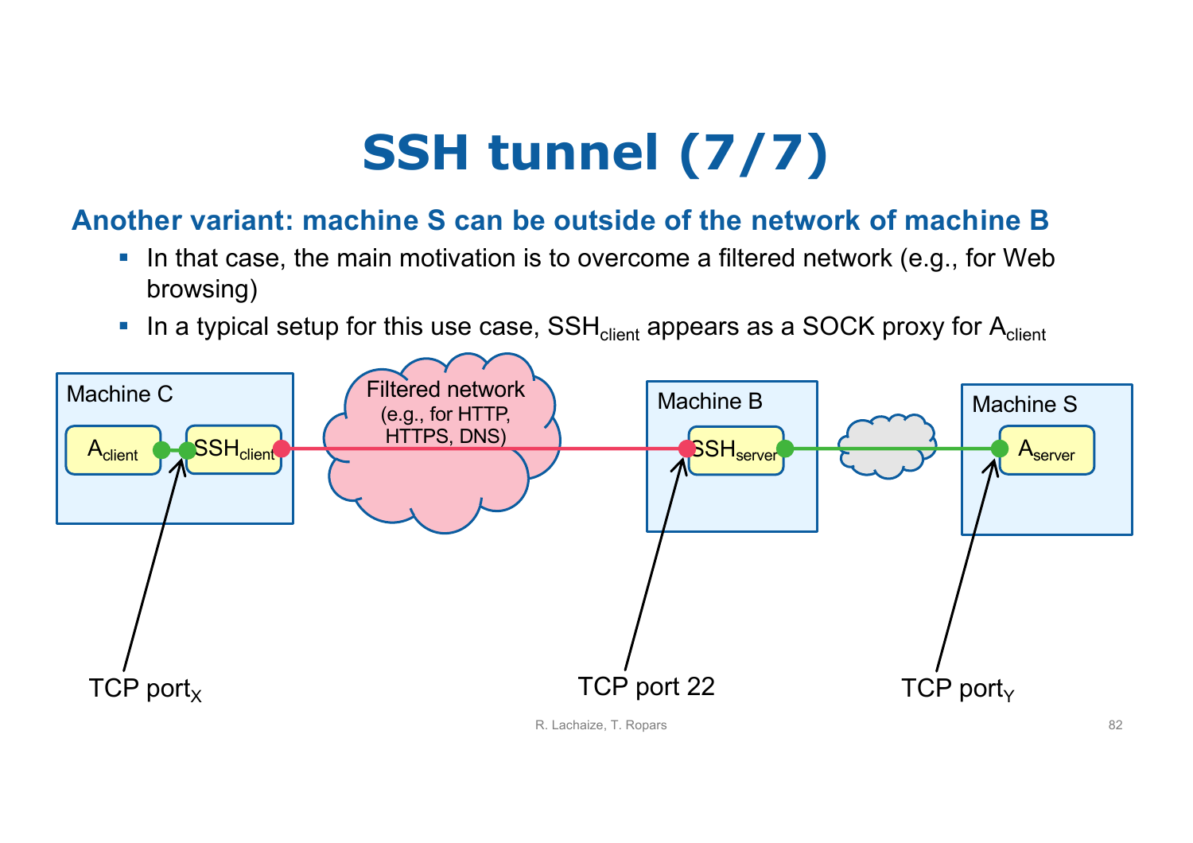# SSH tunnel (7/7)

## Another variant: machine S can be outside of the network of machine B

- In that case, the main motivation is to overcome a filtered network (e.g., for Web browsing)
- In a typical setup for this use case, $SSH_{client}$ appears as a SOCK proxy for $A_{client}$

Machine C: $A_{client}$ — $SSH_{client}$ — Filtered network (e.g., for HTTP, HTTPS, DNS) — Machine B: $SSH_{server}$ — Machine S: $A_{server}$

TCP $port_X$ — TCP port 22 — TCP $port_Y$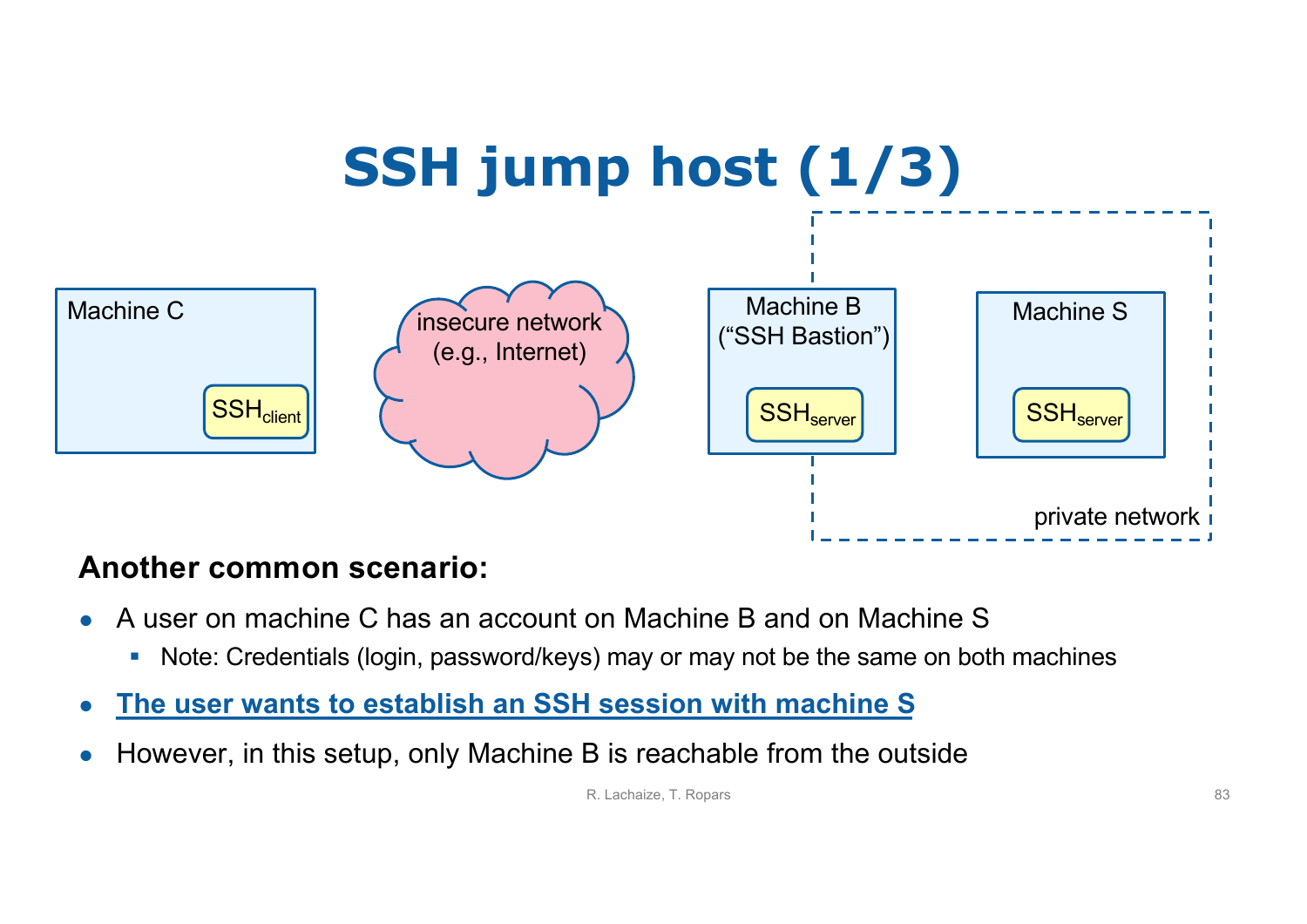# SSH jump host (1/3)

Machine C

$SSH_{client}$

insecure network (e.g., Internet)

Machine B (“SSH Bastion”)

$SSH_{server}$

Machine S

$SSH_{server}$

private network

**Another common scenario:**

- A user on machine C has an account on Machine B and on Machine S
  - Note: Credentials (login, password/keys) may or may not be the same on both machines
- **The user wants to establish an SSH session with machine S**
- However, in this setup, only Machine B is reachable from the outside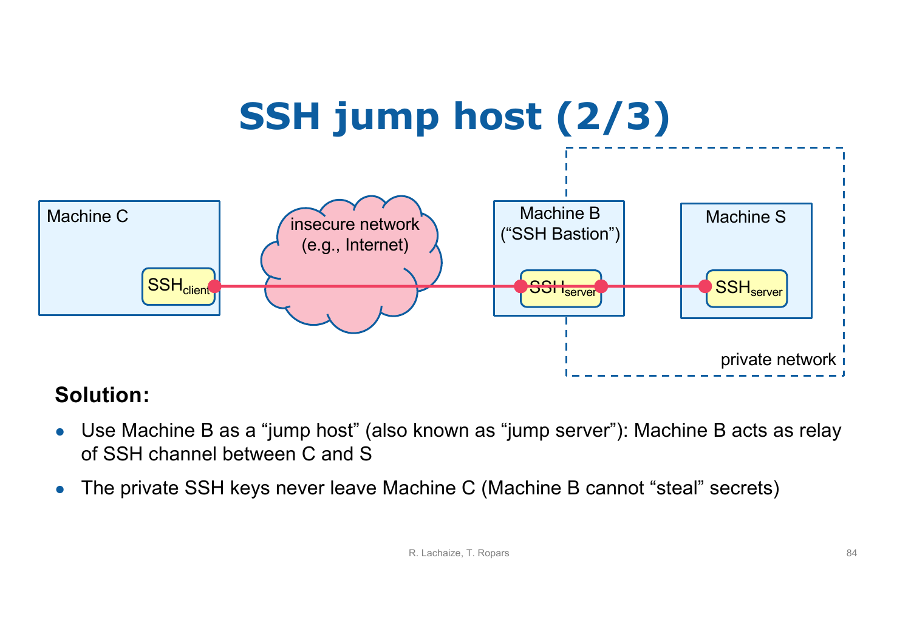# SSH jump host (2/3)

Machine C

$SSH_{client}$

insecure network (e.g., Internet)

Machine B (“SSH Bastion”)

$SSH_{server}$

Machine S

$SSH_{server}$

private network

**Solution:**

- Use Machine B as a “jump host” (also known as “jump server”): Machine B acts as relay of SSH channel between C and S
- The private SSH keys never leave Machine C (Machine B cannot “steal” secrets)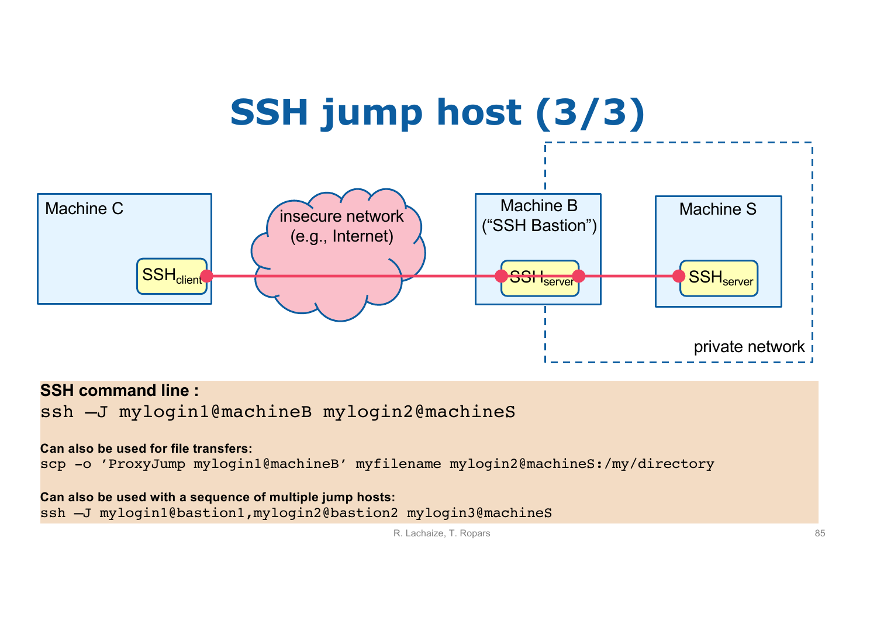# SSH jump host (3/3)

Machine C

$SSH_{client}$

insecure network (e.g., Internet)

Machine B (“SSH Bastion”)

$SSH_{server}$

Machine S

$SSH_{server}$

private network

**SSH command line :**

```
ssh –J mylogin1@machineB mylogin2@machineS
```

**Can also be used for file transfers:**

```
scp -o ’ProxyJump mylogin1@machineB’ myfilename mylogin2@machineS:/my/directory
```

**Can also be used with a sequence of multiple jump hosts:**

```
ssh –J mylogin1@bastion1,mylogin2@bastion2 mylogin3@machineS
```

R. Lachaize, T. Ropars